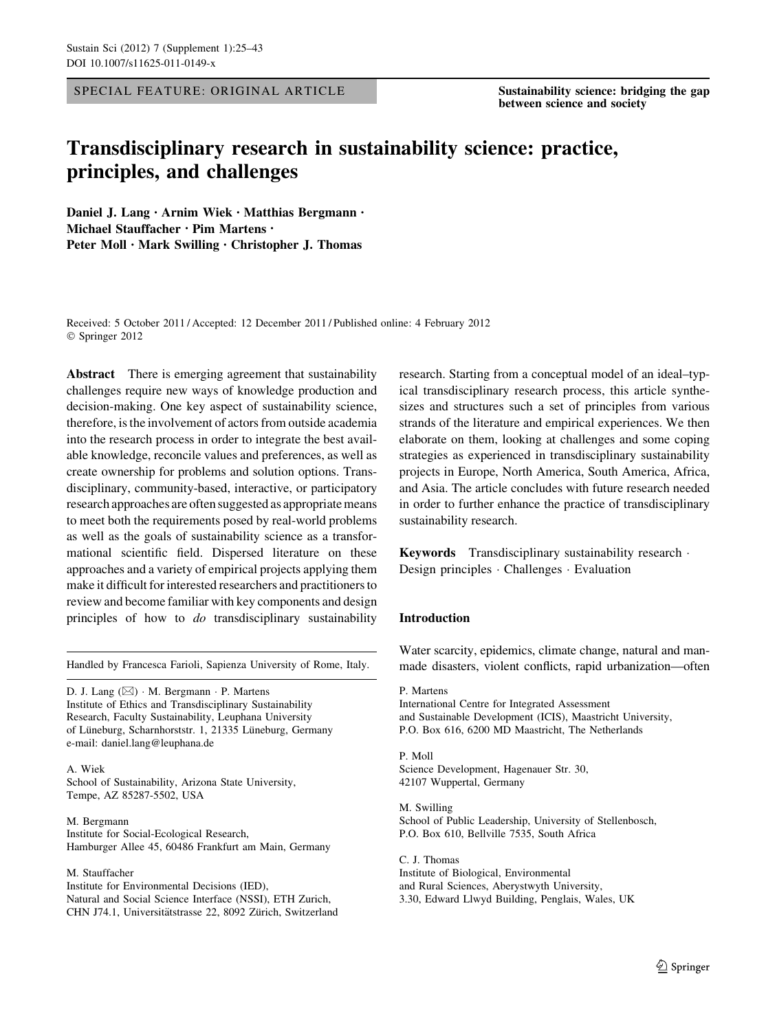SPECIAL FEATURE: ORIGINAL ARTICLE

Sustainability science: bridging the gap between science and society

# Transdisciplinary research in sustainability science: practice, principles, and challenges

Daniel J. Lang · Arnim Wiek · Matthias Bergmann · Michael Stauffacher · Pim Martens · Peter Moll · Mark Swilling · Christopher J. Thomas

Received: 5 October 2011 / Accepted: 12 December 2011 / Published online: 4 February 2012
© Springer 2012

**Abstract** There is emerging agreement that sustainability challenges require new ways of knowledge production and decision-making. One key aspect of sustainability science, therefore, is the involvement of actors from outside academia into the research process in order to integrate the best available knowledge, reconcile values and preferences, as well as create ownership for problems and solution options. Transdisciplinary, community-based, interactive, or participatory research approaches are often suggested as appropriate means to meet both the requirements posed by real-world problems as well as the goals of sustainability science as a transformational scientific field. Dispersed literature on these approaches and a variety of empirical projects applying them make it difficult for interested researchers and practitioners to review and become familiar with key components and design principles of how to *do* transdisciplinary sustainability research. Starting from a conceptual model of an ideal–typical transdisciplinary research process, this article synthesizes and structures such a set of principles from various strands of the literature and empirical experiences. We then elaborate on them, looking at challenges and some coping strategies as experienced in transdisciplinary sustainability projects in Europe, North America, South America, Africa, and Asia. The article concludes with future research needed in order to further enhance the practice of transdisciplinary sustainability research.

**Keywords** Transdisciplinary sustainability research · Design principles · Challenges · Evaluation

Handled by Francesca Farioli, Sapienza University of Rome, Italy.

D. J. Lang (✉) · M. Bergmann · P. Martens
Institute of Ethics and Transdisciplinary Sustainability Research, Faculty Sustainability, Leuphana University of Lüneburg, Scharnhorststr. 1, 21335 Lüneburg, Germany
e-mail: daniel.lang@leuphana.de

A. Wiek
School of Sustainability, Arizona State University, Tempe, AZ 85287-5502, USA

M. Bergmann
Institute for Social-Ecological Research, Hamburger Allee 45, 60486 Frankfurt am Main, Germany

M. Stauffacher
Institute for Environmental Decisions (IED), Natural and Social Science Interface (NSSI), ETH Zurich, CHN J74.1, Universitätstrasse 22, 8092 Zürich, Switzerland

P. Martens
International Centre for Integrated Assessment and Sustainable Development (ICIS), Maastricht University, P.O. Box 616, 6200 MD Maastricht, The Netherlands

P. Moll
Science Development, Hagenauer Str. 30, 42107 Wuppertal, Germany

M. Swilling
School of Public Leadership, University of Stellenbosch, P.O. Box 610, Bellville 7535, South Africa

C. J. Thomas
Institute of Biological, Environmental and Rural Sciences, Aberystwyth University, 3.30, Edward Llwyd Building, Penglais, Wales, UK

## Introduction

Water scarcity, epidemics, climate change, natural and man-made disasters, violent conflicts, rapid urbanization—often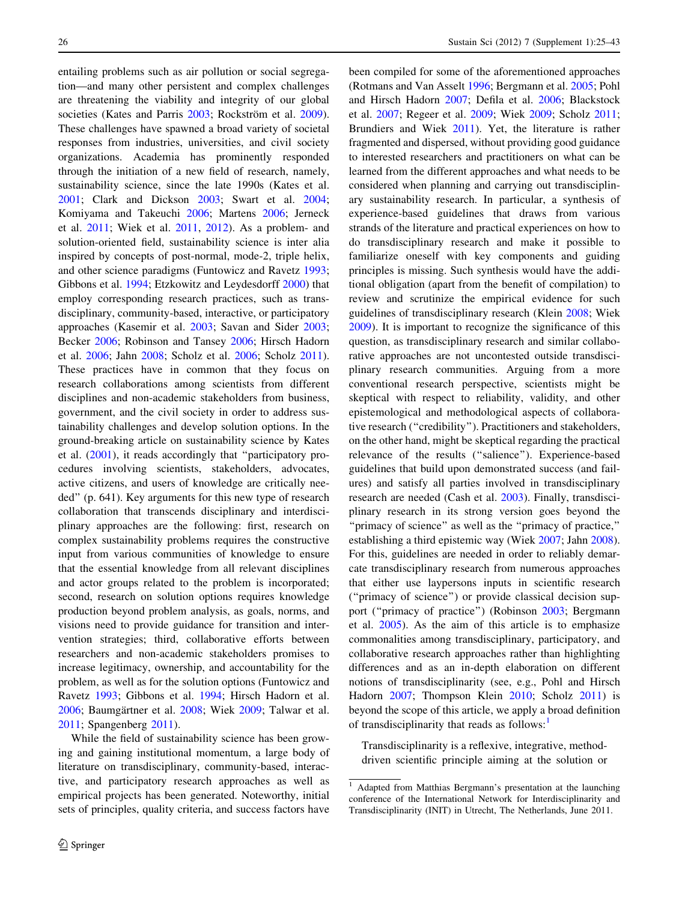entailing problems such as air pollution or social segregation—and many other persistent and complex challenges are threatening the viability and integrity of our global societies (Kates and Parris 2003; Rockström et al. 2009). These challenges have spawned a broad variety of societal responses from industries, universities, and civil society organizations. Academia has prominently responded through the initiation of a new field of research, namely, sustainability science, since the late 1990s (Kates et al. 2001; Clark and Dickson 2003; Swart et al. 2004; Komiyama and Takeuchi 2006; Martens 2006; Jerneck et al. 2011; Wiek et al. 2011, 2012). As a problem- and solution-oriented field, sustainability science is inter alia inspired by concepts of post-normal, mode-2, triple helix, and other science paradigms (Funtowicz and Ravetz 1993; Gibbons et al. 1994; Etzkowitz and Leydesdorff 2000) that employ corresponding research practices, such as transdisciplinary, community-based, interactive, or participatory approaches (Kasemir et al. 2003; Savan and Sider 2003; Becker 2006; Robinson and Tansey 2006; Hirsch Hadorn et al. 2006; Jahn 2008; Scholz et al. 2006; Scholz 2011). These practices have in common that they focus on research collaborations among scientists from different disciplines and non-academic stakeholders from business, government, and the civil society in order to address sustainability challenges and develop solution options. In the ground-breaking article on sustainability science by Kates et al. (2001), it reads accordingly that "participatory procedures involving scientists, stakeholders, advocates, active citizens, and users of knowledge are critically needed" (p. 641). Key arguments for this new type of research collaboration that transcends disciplinary and interdisciplinary approaches are the following: first, research on complex sustainability problems requires the constructive input from various communities of knowledge to ensure that the essential knowledge from all relevant disciplines and actor groups related to the problem is incorporated; second, research on solution options requires knowledge production beyond problem analysis, as goals, norms, and visions need to provide guidance for transition and intervention strategies; third, collaborative efforts between researchers and non-academic stakeholders promises to increase legitimacy, ownership, and accountability for the problem, as well as for the solution options (Funtowicz and Ravetz 1993; Gibbons et al. 1994; Hirsch Hadorn et al. 2006; Baumgärtner et al. 2008; Wiek 2009; Talwar et al. 2011; Spangenberg 2011).

While the field of sustainability science has been growing and gaining institutional momentum, a large body of literature on transdisciplinary, community-based, interactive, and participatory research approaches as well as empirical projects has been generated. Noteworthy, initial sets of principles, quality criteria, and success factors have been compiled for some of the aforementioned approaches (Rotmans and Van Asselt 1996; Bergmann et al. 2005; Pohl and Hirsch Hadorn 2007; Defila et al. 2006; Blackstock et al. 2007; Regeer et al. 2009; Wiek 2009; Scholz 2011; Brundiers and Wiek 2011). Yet, the literature is rather fragmented and dispersed, without providing good guidance to interested researchers and practitioners on what can be learned from the different approaches and what needs to be considered when planning and carrying out transdisciplinary sustainability research. In particular, a synthesis of experience-based guidelines that draws from various strands of the literature and practical experiences on how to do transdisciplinary research and make it possible to familiarize oneself with key components and guiding principles is missing. Such synthesis would have the additional obligation (apart from the benefit of compilation) to review and scrutinize the empirical evidence for such guidelines of transdisciplinary research (Klein 2008; Wiek 2009). It is important to recognize the significance of this question, as transdisciplinary research and similar collaborative approaches are not uncontested outside transdisciplinary research communities. Arguing from a more conventional research perspective, scientists might be skeptical with respect to reliability, validity, and other epistemological and methodological aspects of collaborative research ("credibility"). Practitioners and stakeholders, on the other hand, might be skeptical regarding the practical relevance of the results ("salience"). Experience-based guidelines that build upon demonstrated success (and failures) and satisfy all parties involved in transdisciplinary research are needed (Cash et al. 2003). Finally, transdisciplinary research in its strong version goes beyond the "primacy of science" as well as the "primacy of practice," establishing a third epistemic way (Wiek 2007; Jahn 2008). For this, guidelines are needed in order to reliably demarcate transdisciplinary research from numerous approaches that either use laypersons inputs in scientific research ("primacy of science") or provide classical decision support ("primacy of practice") (Robinson 2003; Bergmann et al. 2005). As the aim of this article is to emphasize commonalities among transdisciplinary, participatory, and collaborative research approaches rather than highlighting differences and as an in-depth elaboration on different notions of transdisciplinarity (see, e.g., Pohl and Hirsch Hadorn 2007; Thompson Klein 2010; Scholz 2011) is beyond the scope of this article, we apply a broad definition of transdisciplinarity that reads as follows:[1]

> Transdisciplinarity is a reflexive, integrative, method-driven scientific principle aiming at the solution or

[1] Adapted from Matthias Bergmann's presentation at the launching conference of the International Network for Interdisciplinarity and Transdisciplinarity (INIT) in Utrecht, The Netherlands, June 2011.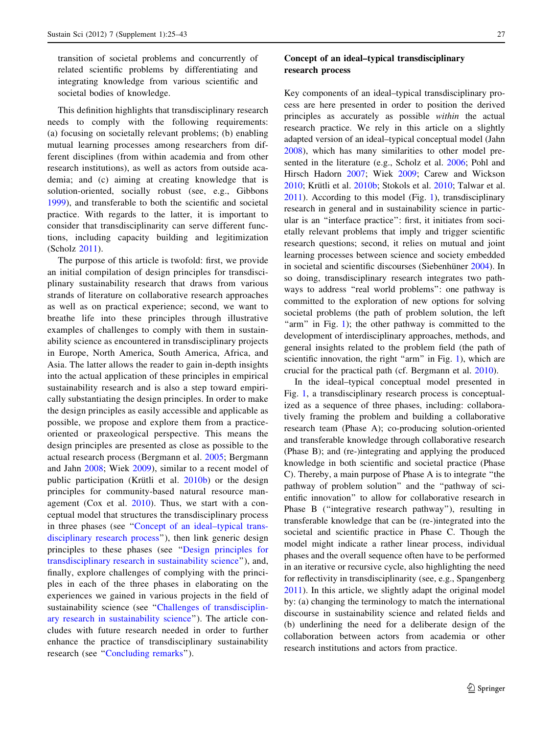transition of societal problems and concurrently of related scientific problems by differentiating and integrating knowledge from various scientific and societal bodies of knowledge.

This definition highlights that transdisciplinary research needs to comply with the following requirements: (a) focusing on societally relevant problems; (b) enabling mutual learning processes among researchers from different disciplines (from within academia and from other research institutions), as well as actors from outside academia; and (c) aiming at creating knowledge that is solution-oriented, socially robust (see, e.g., Gibbons 1999), and transferable to both the scientific and societal practice. With regards to the latter, it is important to consider that transdisciplinarity can serve different functions, including capacity building and legitimization (Scholz 2011).

The purpose of this article is twofold: first, we provide an initial compilation of design principles for transdisciplinary sustainability research that draws from various strands of literature on collaborative research approaches as well as on practical experience; second, we want to breathe life into these principles through illustrative examples of challenges to comply with them in sustainability science as encountered in transdisciplinary projects in Europe, North America, South America, Africa, and Asia. The latter allows the reader to gain in-depth insights into the actual application of these principles in empirical sustainability research and is also a step toward empirically substantiating the design principles. In order to make the design principles as easily accessible and applicable as possible, we propose and explore them from a practice-oriented or praxeological perspective. This means the design principles are presented as close as possible to the actual research process (Bergmann et al. 2005; Bergmann and Jahn 2008; Wiek 2009), similar to a recent model of public participation (Krütli et al. 2010b) or the design principles for community-based natural resource management (Cox et al. 2010). Thus, we start with a conceptual model that structures the transdisciplinary process in three phases (see "Concept of an ideal–typical transdisciplinary research process"), then link generic design principles to these phases (see "Design principles for transdisciplinary research in sustainability science"), and, finally, explore challenges of complying with the principles in each of the three phases in elaborating on the experiences we gained in various projects in the field of sustainability science (see "Challenges of transdisciplinary research in sustainability science"). The article concludes with future research needed in order to further enhance the practice of transdisciplinary sustainability research (see "Concluding remarks").

## Concept of an ideal–typical transdisciplinary research process

Key components of an ideal–typical transdisciplinary process are here presented in order to position the derived principles as accurately as possible *within* the actual research practice. We rely in this article on a slightly adapted version of an ideal–typical conceptual model (Jahn 2008), which has many similarities to other model presented in the literature (e.g., Scholz et al. 2006; Pohl and Hirsch Hadorn 2007; Wiek 2009; Carew and Wickson 2010; Krütli et al. 2010b; Stokols et al. 2010; Talwar et al. 2011). According to this model (Fig. 1), transdisciplinary research in general and in sustainability science in particular is an "interface practice": first, it initiates from societally relevant problems that imply and trigger scientific research questions; second, it relies on mutual and joint learning processes between science and society embedded in societal and scientific discourses (Siebenhüner 2004). In so doing, transdisciplinary research integrates two pathways to address "real world problems": one pathway is committed to the exploration of new options for solving societal problems (the path of problem solution, the left "arm" in Fig. 1); the other pathway is committed to the development of interdisciplinary approaches, methods, and general insights related to the problem field (the path of scientific innovation, the right "arm" in Fig. 1), which are crucial for the practical path (cf. Bergmann et al. 2010).

In the ideal–typical conceptual model presented in Fig. 1, a transdisciplinary research process is conceptualized as a sequence of three phases, including: collaboratively framing the problem and building a collaborative research team (Phase A); co-producing solution-oriented and transferable knowledge through collaborative research (Phase B); and (re-)integrating and applying the produced knowledge in both scientific and societal practice (Phase C). Thereby, a main purpose of Phase A is to integrate "the pathway of problem solution" and the "pathway of scientific innovation" to allow for collaborative research in Phase B ("integrative research pathway"), resulting in transferable knowledge that can be (re-)integrated into the societal and scientific practice in Phase C. Though the model might indicate a rather linear process, individual phases and the overall sequence often have to be performed in an iterative or recursive cycle, also highlighting the need for reflectivity in transdisciplinarity (see, e.g., Spangenberg 2011). In this article, we slightly adapt the original model by: (a) changing the terminology to match the international discourse in sustainability science and related fields and (b) underlining the need for a deliberate design of the collaboration between actors from academia or other research institutions and actors from practice.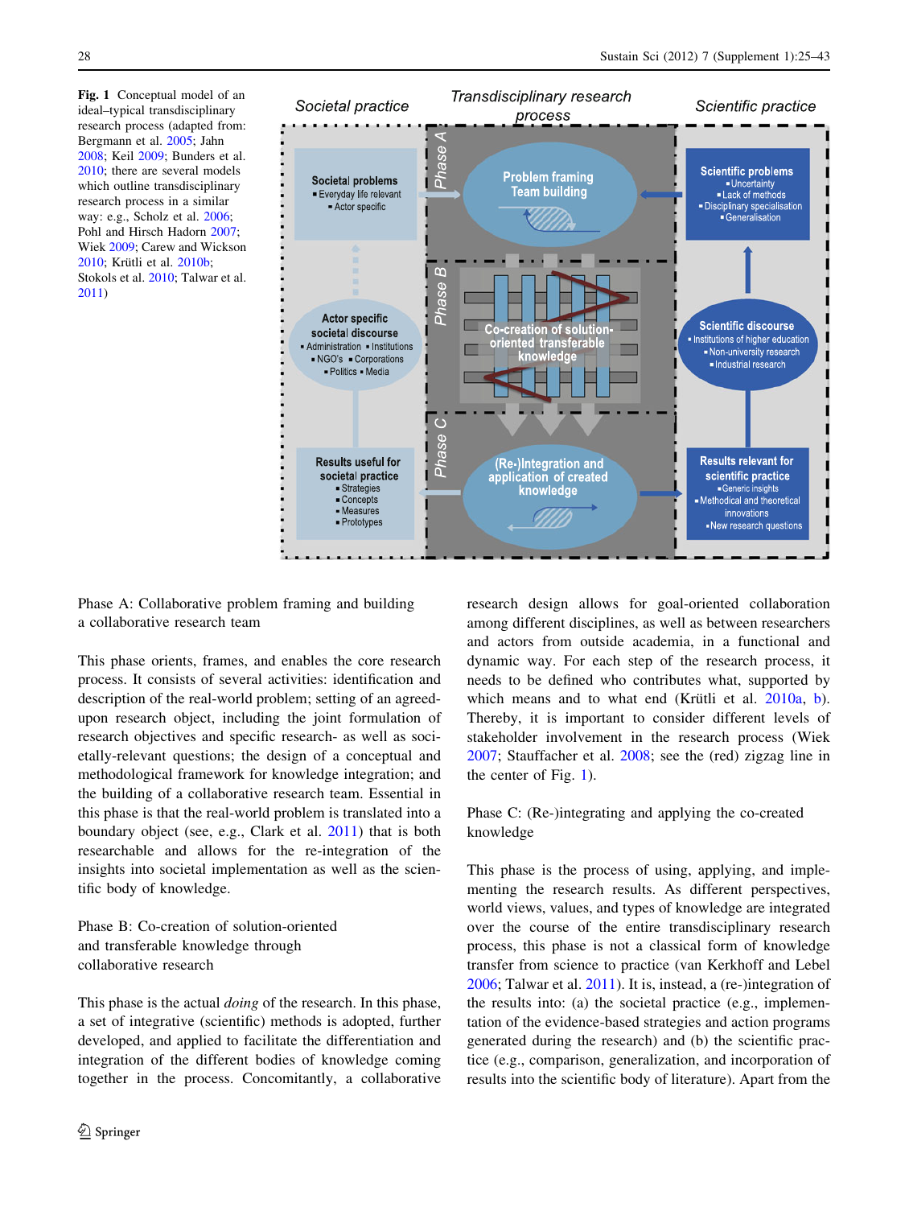**Fig. 1** Conceptual model of an ideal–typical transdisciplinary research process (adapted from: Bergmann et al. 2005; Jahn 2008; Keil 2009; Bunders et al. 2010; there are several models which outline transdisciplinary research process in a similar way: e.g., Scholz et al. 2006; Pohl and Hirsch Hadorn 2007; Wiek 2009; Carew and Wickson 2010; Krütli et al. 2010b; Stokols et al. 2010; Talwar et al. 2011)

Phase A: Collaborative problem framing and building a collaborative research team

This phase orients, frames, and enables the core research process. It consists of several activities: identification and description of the real-world problem; setting of an agreed-upon research object, including the joint formulation of research objectives and specific research- as well as societally-relevant questions; the design of a conceptual and methodological framework for knowledge integration; and the building of a collaborative research team. Essential in this phase is that the real-world problem is translated into a boundary object (see, e.g., Clark et al. 2011) that is both researchable and allows for the re-integration of the insights into societal implementation as well as the scientific body of knowledge.

Phase B: Co-creation of solution-oriented and transferable knowledge through collaborative research

This phase is the actual *doing* of the research. In this phase, a set of integrative (scientific) methods is adopted, further developed, and applied to facilitate the differentiation and integration of the different bodies of knowledge coming together in the process. Concomitantly, a collaborative research design allows for goal-oriented collaboration among different disciplines, as well as between researchers and actors from outside academia, in a functional and dynamic way. For each step of the research process, it needs to be defined who contributes what, supported by which means and to what end (Krütli et al. 2010a, b). Thereby, it is important to consider different levels of stakeholder involvement in the research process (Wiek 2007; Stauffacher et al. 2008; see the (red) zigzag line in the center of Fig. 1).

Phase C: (Re-)integrating and applying the co-created knowledge

This phase is the process of using, applying, and implementing the research results. As different perspectives, world views, values, and types of knowledge are integrated over the course of the entire transdisciplinary research process, this phase is not a classical form of knowledge transfer from science to practice (van Kerkhoff and Lebel 2006; Talwar et al. 2011). It is, instead, a (re-)integration of the results into: (a) the societal practice (e.g., implementation of the evidence-based strategies and action programs generated during the research) and (b) the scientific practice (e.g., comparison, generalization, and incorporation of results into the scientific body of literature). Apart from the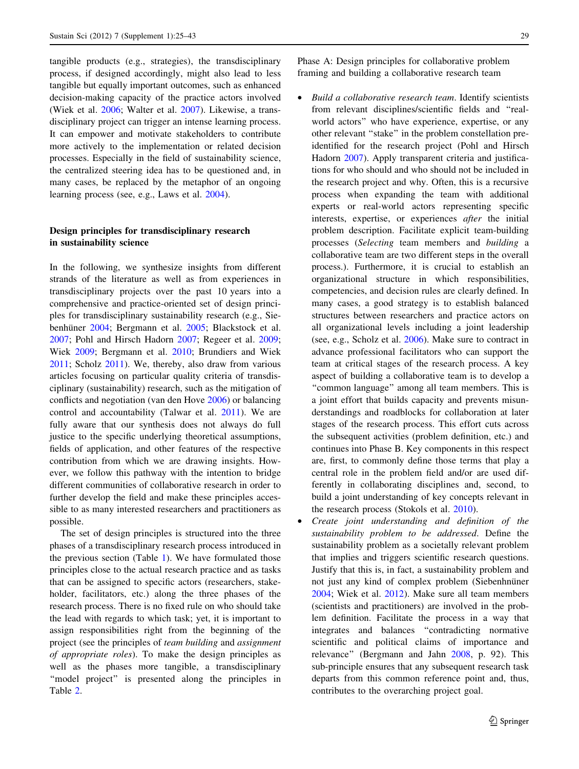tangible products (e.g., strategies), the transdisciplinary process, if designed accordingly, might also lead to less tangible but equally important outcomes, such as enhanced decision-making capacity of the practice actors involved (Wiek et al. 2006; Walter et al. 2007). Likewise, a transdisciplinary project can trigger an intense learning process. It can empower and motivate stakeholders to contribute more actively to the implementation or related decision processes. Especially in the field of sustainability science, the centralized steering idea has to be questioned and, in many cases, be replaced by the metaphor of an ongoing learning process (see, e.g., Laws et al. 2004).

## Design principles for transdisciplinary research in sustainability science

In the following, we synthesize insights from different strands of the literature as well as from experiences in transdisciplinary projects over the past 10 years into a comprehensive and practice-oriented set of design principles for transdisciplinary sustainability research (e.g., Siebenhüner 2004; Bergmann et al. 2005; Blackstock et al. 2007; Pohl and Hirsch Hadorn 2007; Regeer et al. 2009; Wiek 2009; Bergmann et al. 2010; Brundiers and Wiek 2011; Scholz 2011). We, thereby, also draw from various articles focusing on particular quality criteria of transdisciplinary (sustainability) research, such as the mitigation of conflicts and negotiation (van den Hove 2006) or balancing control and accountability (Talwar et al. 2011). We are fully aware that our synthesis does not always do full justice to the specific underlying theoretical assumptions, fields of application, and other features of the respective contribution from which we are drawing insights. However, we follow this pathway with the intention to bridge different communities of collaborative research in order to further develop the field and make these principles accessible to as many interested researchers and practitioners as possible.

The set of design principles is structured into the three phases of a transdisciplinary research process introduced in the previous section (Table 1). We have formulated those principles close to the actual research practice and as tasks that can be assigned to specific actors (researchers, stakeholder, facilitators, etc.) along the three phases of the research process. There is no fixed rule on who should take the lead with regards to which task; yet, it is important to assign responsibilities right from the beginning of the project (see the principles of *team building* and *assignment of appropriate roles*). To make the design principles as well as the phases more tangible, a transdisciplinary "model project" is presented along the principles in Table 2.

Phase A: Design principles for collaborative problem framing and building a collaborative research team

- *Build a collaborative research team*. Identify scientists from relevant disciplines/scientific fields and "real-world actors" who have experience, expertise, or any other relevant "stake" in the problem constellation pre-identified for the research project (Pohl and Hirsch Hadorn 2007). Apply transparent criteria and justifications for who should and who should not be included in the research project and why. Often, this is a recursive process when expanding the team with additional experts or real-world actors representing specific interests, expertise, or experiences *after* the initial problem description. Facilitate explicit team-building processes (*Selecting* team members and *building* a collaborative team are two different steps in the overall process.). Furthermore, it is crucial to establish an organizational structure in which responsibilities, competencies, and decision rules are clearly defined. In many cases, a good strategy is to establish balanced structures between researchers and practice actors on all organizational levels including a joint leadership (see, e.g., Scholz et al. 2006). Make sure to contract in advance professional facilitators who can support the team at critical stages of the research process. A key aspect of building a collaborative team is to develop a "common language" among all team members. This is a joint effort that builds capacity and prevents misunderstandings and roadblocks for collaboration at later stages of the research process. This effort cuts across the subsequent activities (problem definition, etc.) and continues into Phase B. Key components in this respect are, first, to commonly define those terms that play a central role in the problem field and/or are used differently in collaborating disciplines and, second, to build a joint understanding of key concepts relevant in the research process (Stokols et al. 2010).
- *Create joint understanding and definition of the sustainability problem to be addressed*. Define the sustainability problem as a societally relevant problem that implies and triggers scientific research questions. Justify that this is, in fact, a sustainability problem and not just any kind of complex problem (Siebenhnüner 2004; Wiek et al. 2012). Make sure all team members (scientists and practitioners) are involved in the problem definition. Facilitate the process in a way that integrates and balances "contradicting normative scientific and political claims of importance and relevance" (Bergmann and Jahn 2008, p. 92). This sub-principle ensures that any subsequent research task departs from this common reference point and, thus, contributes to the overarching project goal.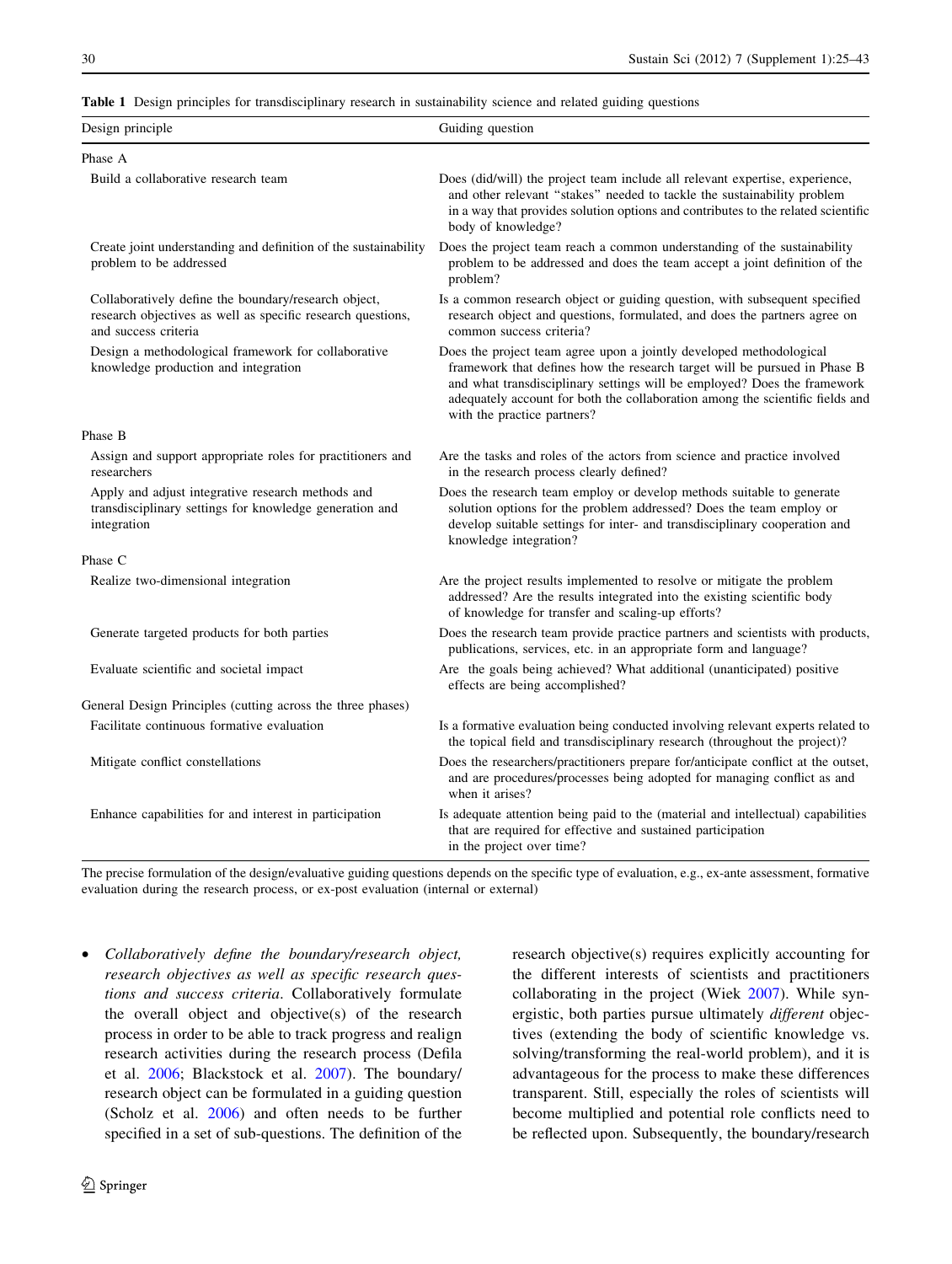**Table 1** Design principles for transdisciplinary research in sustainability science and related guiding questions

| Design principle | Guiding question |
|---|---|
| Phase A | |
| Build a collaborative research team | Does (did/will) the project team include all relevant expertise, experience, and other relevant "stakes" needed to tackle the sustainability problem in a way that provides solution options and contributes to the related scientific body of knowledge? |
| Create joint understanding and definition of the sustainability problem to be addressed | Does the project team reach a common understanding of the sustainability problem to be addressed and does the team accept a joint definition of the problem? |
| Collaboratively define the boundary/research object, research objectives as well as specific research questions, and success criteria | Is a common research object or guiding question, with subsequent specified research object and questions, formulated, and does the partners agree on common success criteria? |
| Design a methodological framework for collaborative knowledge production and integration | Does the project team agree upon a jointly developed methodological framework that defines how the research target will be pursued in Phase B and what transdisciplinary settings will be employed? Does the framework adequately account for both the collaboration among the scientific fields and with the practice partners? |
| Phase B | |
| Assign and support appropriate roles for practitioners and researchers | Are the tasks and roles of the actors from science and practice involved in the research process clearly defined? |
| Apply and adjust integrative research methods and transdisciplinary settings for knowledge generation and integration | Does the research team employ or develop methods suitable to generate solution options for the problem addressed? Does the team employ or develop suitable settings for inter- and transdisciplinary cooperation and knowledge integration? |
| Phase C | |
| Realize two-dimensional integration | Are the project results implemented to resolve or mitigate the problem addressed? Are the results integrated into the existing scientific body of knowledge for transfer and scaling-up efforts? |
| Generate targeted products for both parties | Does the research team provide practice partners and scientists with products, publications, services, etc. in an appropriate form and language? |
| Evaluate scientific and societal impact | Are the goals being achieved? What additional (unanticipated) positive effects are being accomplished? |
| General Design Principles (cutting across the three phases) | |
| Facilitate continuous formative evaluation | Is a formative evaluation being conducted involving relevant experts related to the topical field and transdisciplinary research (throughout the project)? |
| Mitigate conflict constellations | Does the researchers/practitioners prepare for/anticipate conflict at the outset, and are procedures/processes being adopted for managing conflict as and when it arises? |
| Enhance capabilities for and interest in participation | Is adequate attention being paid to the (material and intellectual) capabilities that are required for effective and sustained participation in the project over time? |

The precise formulation of the design/evaluative guiding questions depends on the specific type of evaluation, e.g., ex-ante assessment, formative evaluation during the research process, or ex-post evaluation (internal or external)

- *Collaboratively define the boundary/research object, research objectives as well as specific research questions and success criteria*. Collaboratively formulate the overall object and objective(s) of the research process in order to be able to track progress and realign research activities during the research process (Defila et al. 2006; Blackstock et al. 2007). The boundary/research object can be formulated in a guiding question (Scholz et al. 2006) and often needs to be further specified in a set of sub-questions. The definition of the research objective(s) requires explicitly accounting for the different interests of scientists and practitioners collaborating in the project (Wiek 2007). While synergistic, both parties pursue ultimately *different* objectives (extending the body of scientific knowledge vs. solving/transforming the real-world problem), and it is advantageous for the process to make these differences transparent. Still, especially the roles of scientists will become multiplied and potential role conflicts need to be reflected upon. Subsequently, the boundary/research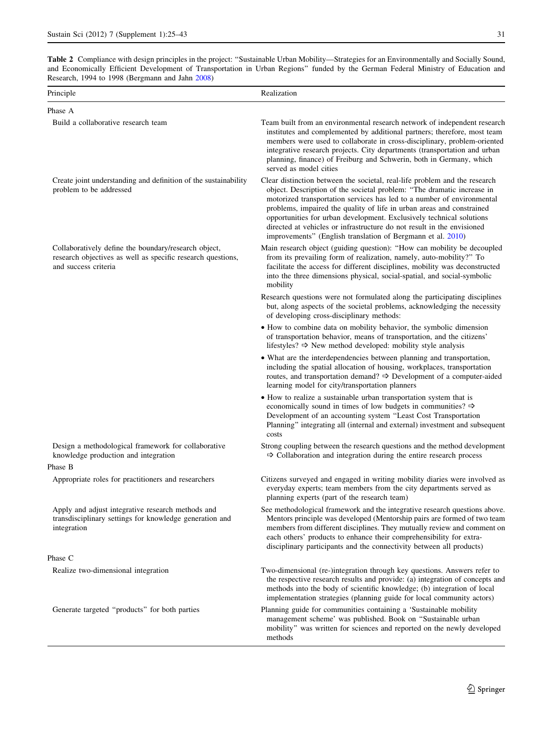**Table 2** Compliance with design principles in the project: "Sustainable Urban Mobility—Strategies for an Environmentally and Socially Sound, and Economically Efficient Development of Transportation in Urban Regions" funded by the German Federal Ministry of Education and Research, 1994 to 1998 (Bergmann and Jahn 2008)

| Principle | Realization |
|---|---|
| Phase A | |
| Build a collaborative research team | Team built from an environmental research network of independent research institutes and complemented by additional partners; therefore, most team members were used to collaborate in cross-disciplinary, problem-oriented integrative research projects. City departments (transportation and urban planning, finance) of Freiburg and Schwerin, both in Germany, which served as model cities |
| Create joint understanding and definition of the sustainability problem to be addressed | Clear distinction between the societal, real-life problem and the research object. Description of the societal problem: "The dramatic increase in motorized transportation services has led to a number of environmental problems, impaired the quality of life in urban areas and constrained opportunities for urban development. Exclusively technical solutions directed at vehicles or infrastructure do not result in the envisioned improvements" (English translation of Bergmann et al. 2010) |
| Collaboratively define the boundary/research object, research objectives as well as specific research questions, and success criteria | Main research object (guiding question): "How can mobility be decoupled from its prevailing form of realization, namely, auto-mobility?" To facilitate the access for different disciplines, mobility was deconstructed into the three dimensions physical, social-spatial, and social-symbolic mobility |
| | Research questions were not formulated along the participating disciplines but, along aspects of the societal problems, acknowledging the necessity of developing cross-disciplinary methods: |
| | • How to combine data on mobility behavior, the symbolic dimension of transportation behavior, means of transportation, and the citizens' lifestyles? ⇨ New method developed: mobility style analysis |
| | • What are the interdependencies between planning and transportation, including the spatial allocation of housing, workplaces, transportation routes, and transportation demand? ⇨ Development of a computer-aided learning model for city/transportation planners |
| | • How to realize a sustainable urban transportation system that is economically sound in times of low budgets in communities? ⇨ Development of an accounting system "Least Cost Transportation Planning" integrating all (internal and external) investment and subsequent costs |
| Design a methodological framework for collaborative knowledge production and integration | Strong coupling between the research questions and the method development ⇨ Collaboration and integration during the entire research process |
| Phase B | |
| Appropriate roles for practitioners and researchers | Citizens surveyed and engaged in writing mobility diaries were involved as everyday experts; team members from the city departments served as planning experts (part of the research team) |
| Apply and adjust integrative research methods and transdisciplinary settings for knowledge generation and integration | See methodological framework and the integrative research questions above. Mentors principle was developed (Mentorship pairs are formed of two team members from different disciplines. They mutually review and comment on each others' products to enhance their comprehensibility for extra-disciplinary participants and the connectivity between all products) |
| Phase C | |
| Realize two-dimensional integration | Two-dimensional (re-)integration through key questions. Answers refer to the respective research results and provide: (a) integration of concepts and methods into the body of scientific knowledge; (b) integration of local implementation strategies (planning guide for local community actors) |
| Generate targeted "products" for both parties | Planning guide for communities containing a 'Sustainable mobility management scheme' was published. Book on "Sustainable urban mobility" was written for sciences and reported on the newly developed methods |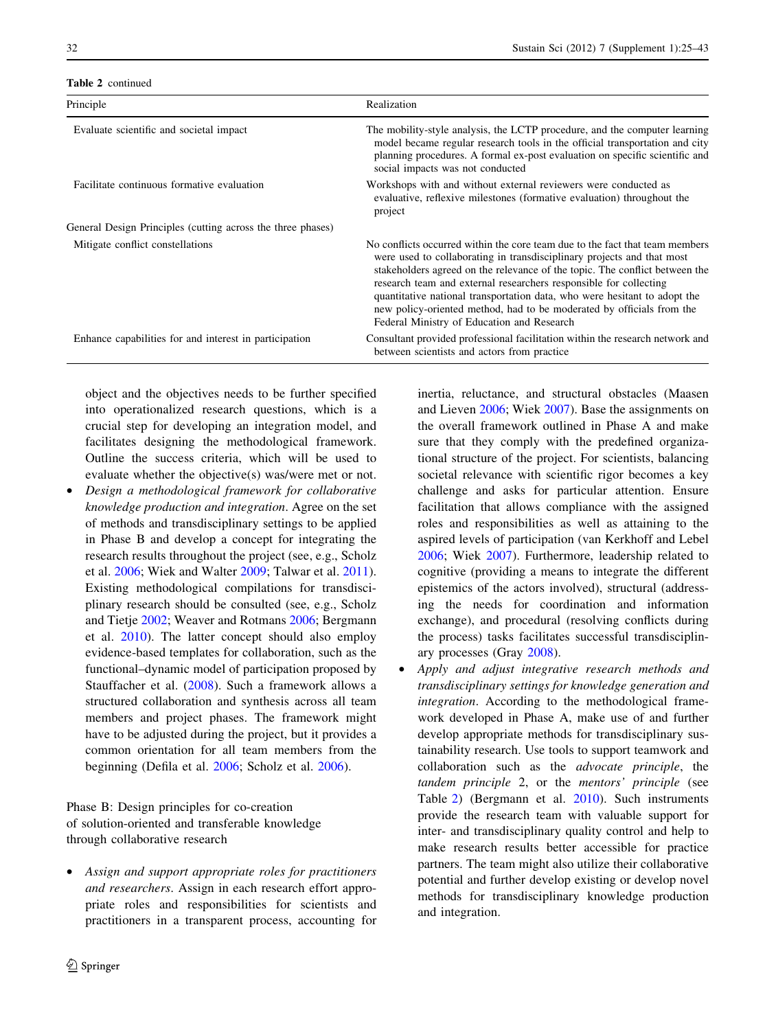**Table 2** continued

| Principle | Realization |
|---|---|
| Evaluate scientific and societal impact | The mobility-style analysis, the LCTP procedure, and the computer learning model became regular research tools in the official transportation and city planning procedures. A formal ex-post evaluation on specific scientific and social impacts was not conducted |
| Facilitate continuous formative evaluation | Workshops with and without external reviewers were conducted as evaluative, reflexive milestones (formative evaluation) throughout the project |
| General Design Principles (cutting across the three phases) | |
| Mitigate conflict constellations | No conflicts occurred within the core team due to the fact that team members were used to collaborating in transdisciplinary projects and that most stakeholders agreed on the relevance of the topic. The conflict between the research team and external researchers responsible for collecting quantitative national transportation data, who were hesitant to adopt the new policy-oriented method, had to be moderated by officials from the Federal Ministry of Education and Research |
| Enhance capabilities for and interest in participation | Consultant provided professional facilitation within the research network and between scientists and actors from practice |

object and the objectives needs to be further specified into operationalized research questions, which is a crucial step for developing an integration model, and facilitates designing the methodological framework. Outline the success criteria, which will be used to evaluate whether the objective(s) was/were met or not.

- *Design a methodological framework for collaborative knowledge production and integration*. Agree on the set of methods and transdisciplinary settings to be applied in Phase B and develop a concept for integrating the research results throughout the project (see, e.g., Scholz et al. 2006; Wiek and Walter 2009; Talwar et al. 2011). Existing methodological compilations for transdisciplinary research should be consulted (see, e.g., Scholz and Tietje 2002; Weaver and Rotmans 2006; Bergmann et al. 2010). The latter concept should also employ evidence-based templates for collaboration, such as the functional–dynamic model of participation proposed by Stauffacher et al. (2008). Such a framework allows a structured collaboration and synthesis across all team members and project phases. The framework might have to be adjusted during the project, but it provides a common orientation for all team members from the beginning (Defila et al. 2006; Scholz et al. 2006).

Phase B: Design principles for co-creation of solution-oriented and transferable knowledge through collaborative research

- *Assign and support appropriate roles for practitioners and researchers*. Assign in each research effort appropriate roles and responsibilities for scientists and practitioners in a transparent process, accounting for inertia, reluctance, and structural obstacles (Maasen and Lieven 2006; Wiek 2007). Base the assignments on the overall framework outlined in Phase A and make sure that they comply with the predefined organizational structure of the project. For scientists, balancing societal relevance with scientific rigor becomes a key challenge and asks for particular attention. Ensure facilitation that allows compliance with the assigned roles and responsibilities as well as attaining to the aspired levels of participation (van Kerkhoff and Lebel 2006; Wiek 2007). Furthermore, leadership related to cognitive (providing a means to integrate the different epistemics of the actors involved), structural (addressing the needs for coordination and information exchange), and procedural (resolving conflicts during the process) tasks facilitates successful transdisciplinary processes (Gray 2008).
- *Apply and adjust integrative research methods and transdisciplinary settings for knowledge generation and integration*. According to the methodological framework developed in Phase A, make use of and further develop appropriate methods for transdisciplinary sustainability research. Use tools to support teamwork and collaboration such as the *advocate principle*, the *tandem principle* 2, or the *mentors' principle* (see Table 2) (Bergmann et al. 2010). Such instruments provide the research team with valuable support for inter- and transdisciplinary quality control and help to make research results better accessible for practice partners. The team might also utilize their collaborative potential and further develop existing or develop novel methods for transdisciplinary knowledge production and integration.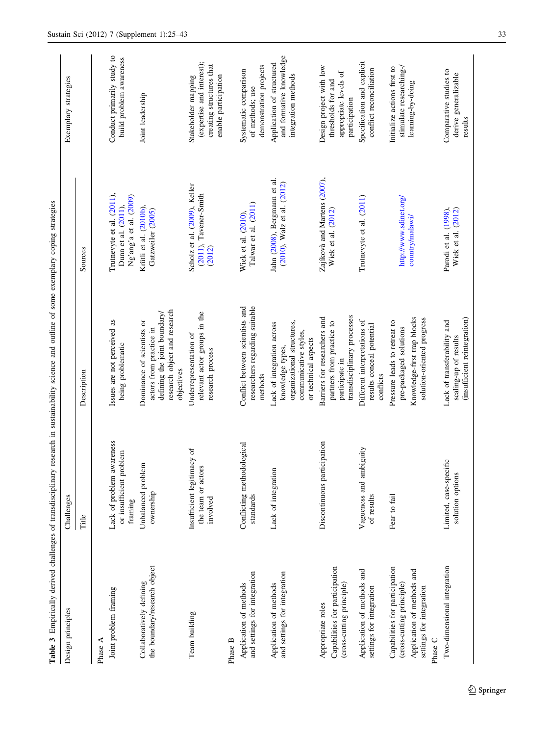**Table 3** Empirically derived challenges of transdisciplinary research in sustainability science and outline of some exemplary coping strategies

| Design principles | Challenges | | Sources | Exemplary strategies |
|---|---|---|---|---|
| | Title | Description | | |
| Phase A | | | | |
| Joint problem framing | Lack of problem awareness or insufficient problem framing | Issues are not perceived as being problematic | Trutnevyte et al. (2011), Dunn et al. (2011), Ng'ang'a et al. (2009) | Conduct primarily study to build problem awareness |
| Collaboratively defining the boundary/research object | Unbalanced problem ownership | Dominance of scientists or actors from practice in defining the joint boundary/research object and research objectives | Krütli et al. (2010b), Gatzweiler (2005) | Joint leadership |
| Team building | Insufficient legitimacy of the team or actors involved | Underrepresentation of relevant actor groups in the research process | Scholz et al. (2009), Keller (2011), Tavener-Smith (2012) | Stakeholder mapping (expertise and interest); creating structures that enable participation |
| Phase B | | | | |
| Application of methods and settings for integration | Conflicting methodological standards | Conflict between scientists and researchers regarding suitable methods | Wiek et al. (2010), Talwar et al. (2011) | Systematic comparison of methods; use demonstration projects |
| Application of methods and settings for integration | Lack of integration | Lack of integration across knowledge types, organizational structures, communicative styles, or technical aspects | Jahn (2008), Bergmann et al. (2010), Walz et al. (2012) | Application of structured and formative knowledge integration methods |
| Appropriate roles<br>Capabilities for participation (cross-cutting principle) | Discontinuous participation | Barriers for researchers and partners from practice to participate in transdisciplinary processes | Zajíková and Martens (2007), Wiek et al. (2012) | Design project with low thresholds for and appropriate levels of participation |
| Application of methods and settings for integration | Vagueness and ambiguity of results | Different interpretations of results conceal potential conflicts | Trutnevyte et al. (2011) | Specification and explicit conflict reconciliation |
| Capabilities for participation (cross-cutting principle)<br>Application of methods and settings for integration | Fear to fail | Pressure leads to retreat to pre-packaged solutions<br>Knowledge-first trap blocks solution-oriented progress | http://www.sdinet.org/country/malawi/ | Initialize actions first to stimulate researching-/learning-by-doing |
| Phase C | | | | |
| Two-dimensional integration | Limited, case-specific solution options | Lack of transferability and scaling-up of results (insufficient reintegration) | Parodi et al. (1998), Wiek et al. (2012) | Comparative studies to derive generalizable results |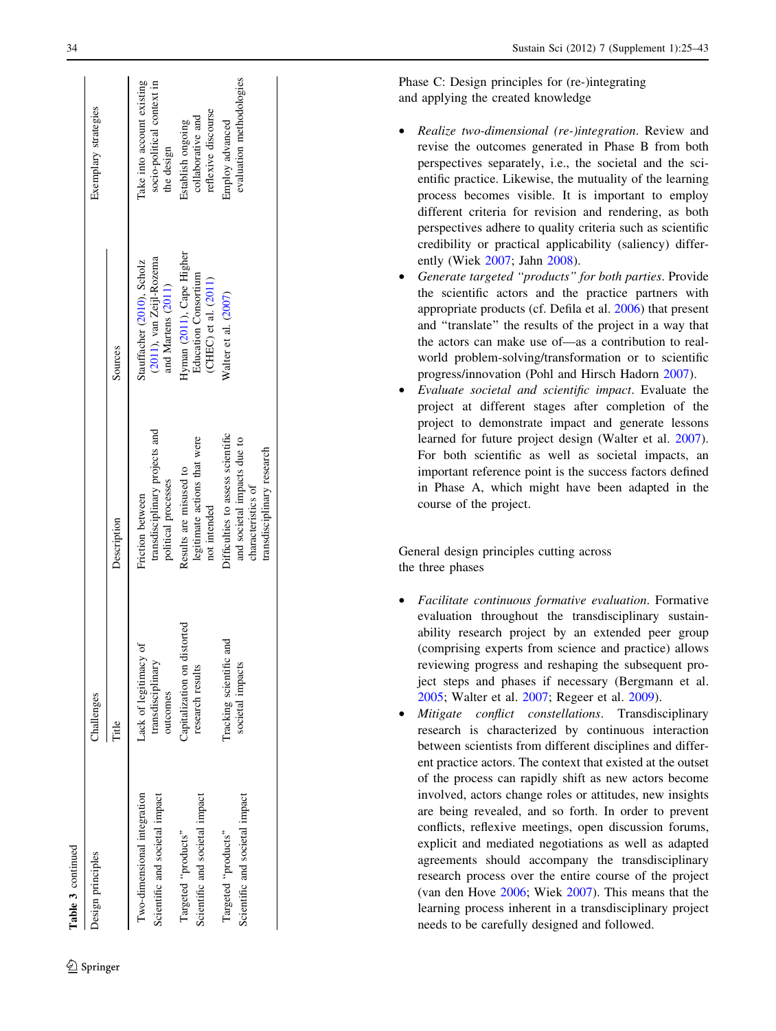**Table 3** continued

| Design principles | Challenges | | Sources | Exemplary strategies |
|---|---|---|---|---|
| | Title | Description | | |
| Two-dimensional integration Scientific and societal impact | Lack of legitimacy of transdisciplinary outcomes | Friction between transdisciplinary projects and political processes | Stauffacher (2010), Scholz (2011), van Zeijl-Rozema and Martens (2011) | Take into account existing socio-political context in the design |
| Targeted "products" Scientific and societal impact | Capitalization on distorted research results | Results are misused to legitimate actions that were not intended | Hyman (2011), Cape Higher Education Consortium (CHEC) et al. (2011) | Establish ongoing collaborative and reflexive discourse |
| Targeted "products" Scientific and societal impact | Tracking scientific and societal impacts | Difficulties to assess scientific and societal impacts due to characteristics of transdisciplinary research | Walter et al. (2007) | Employ advanced evaluation methodologies |

Phase C: Design principles for (re-)integrating and applying the created knowledge

- *Realize two-dimensional (re-)integration*. Review and revise the outcomes generated in Phase B from both perspectives separately, i.e., the societal and the scientific practice. Likewise, the mutuality of the learning process becomes visible. It is important to employ different criteria for revision and rendering, as both perspectives adhere to quality criteria such as scientific credibility or practical applicability (saliency) differently (Wiek 2007; Jahn 2008).
- *Generate targeted "products" for both parties*. Provide the scientific actors and the practice partners with appropriate products (cf. Defila et al. 2006) that present and "translate" the results of the project in a way that the actors can make use of—as a contribution to real-world problem-solving/transformation or to scientific progress/innovation (Pohl and Hirsch Hadorn 2007).
- *Evaluate societal and scientific impact*. Evaluate the project at different stages after completion of the project to demonstrate impact and generate lessons learned for future project design (Walter et al. 2007). For both scientific as well as societal impacts, an important reference point is the success factors defined in Phase A, which might have been adapted in the course of the project.

General design principles cutting across the three phases

- *Facilitate continuous formative evaluation*. Formative evaluation throughout the transdisciplinary sustainability research project by an extended peer group (comprising experts from science and practice) allows reviewing progress and reshaping the subsequent project steps and phases if necessary (Bergmann et al. 2005; Walter et al. 2007; Regeer et al. 2009).
- *Mitigate conflict constellations*. Transdisciplinary research is characterized by continuous interaction between scientists from different disciplines and different practice actors. The context that existed at the outset of the process can rapidly shift as new actors become involved, actors change roles or attitudes, new insights are being revealed, and so forth. In order to prevent conflicts, reflexive meetings, open discussion forums, explicit and mediated negotiations as well as adapted agreements should accompany the transdisciplinary research process over the entire course of the project (van den Hove 2006; Wiek 2007). This means that the learning process inherent in a transdisciplinary project needs to be carefully designed and followed.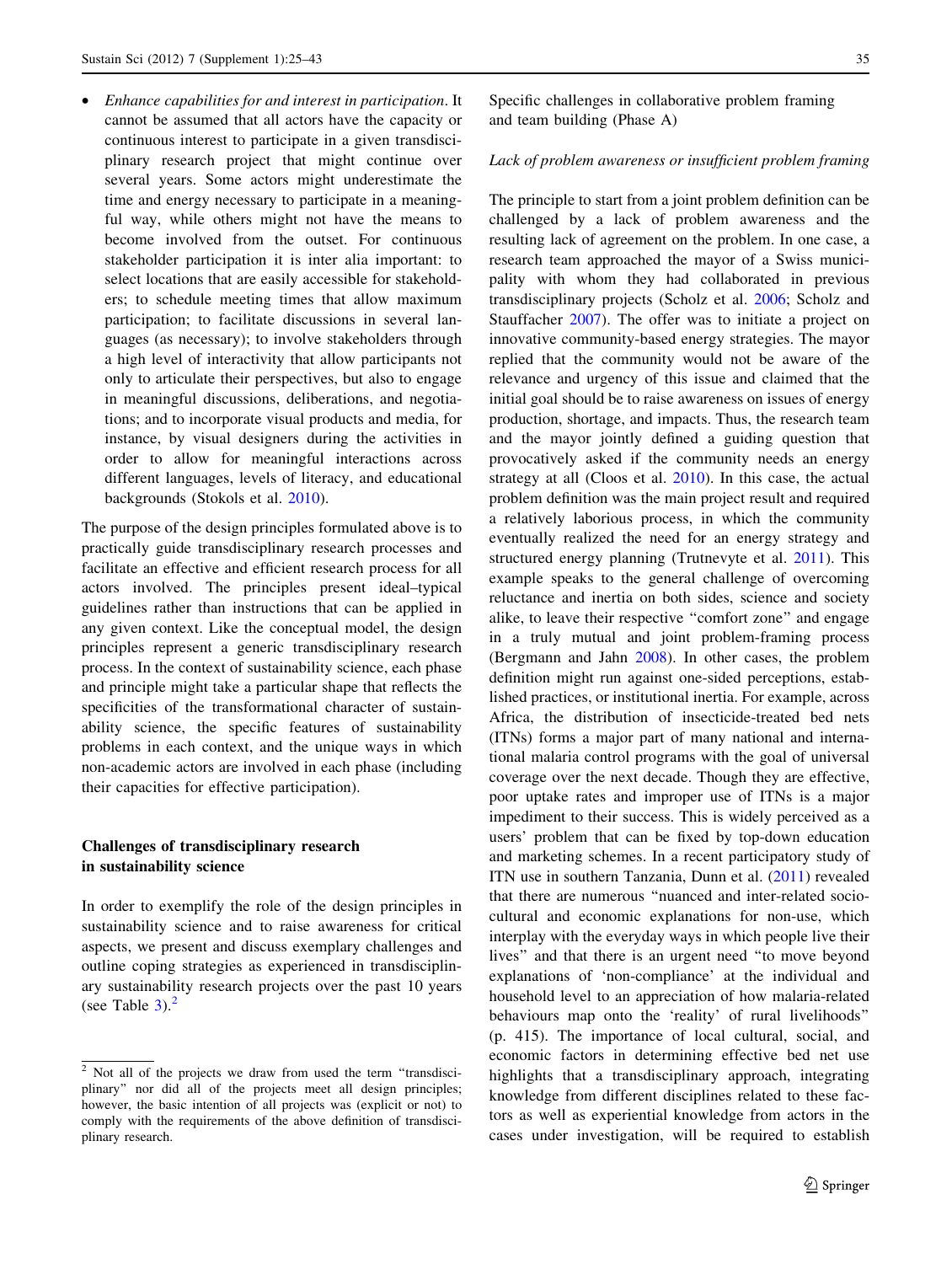- *Enhance capabilities for and interest in participation*. It cannot be assumed that all actors have the capacity or continuous interest to participate in a given transdisciplinary research project that might continue over several years. Some actors might underestimate the time and energy necessary to participate in a meaningful way, while others might not have the means to become involved from the outset. For continuous stakeholder participation it is inter alia important: to select locations that are easily accessible for stakeholders; to schedule meeting times that allow maximum participation; to facilitate discussions in several languages (as necessary); to involve stakeholders through a high level of interactivity that allow participants not only to articulate their perspectives, but also to engage in meaningful discussions, deliberations, and negotiations; and to incorporate visual products and media, for instance, by visual designers during the activities in order to allow for meaningful interactions across different languages, levels of literacy, and educational backgrounds (Stokols et al. 2010).

The purpose of the design principles formulated above is to practically guide transdisciplinary research processes and facilitate an effective and efficient research process for all actors involved. The principles present ideal–typical guidelines rather than instructions that can be applied in any given context. Like the conceptual model, the design principles represent a generic transdisciplinary research process. In the context of sustainability science, each phase and principle might take a particular shape that reflects the specificities of the transformational character of sustainability science, the specific features of sustainability problems in each context, and the unique ways in which non-academic actors are involved in each phase (including their capacities for effective participation).

## Challenges of transdisciplinary research in sustainability science

In order to exemplify the role of the design principles in sustainability science and to raise awareness for critical aspects, we present and discuss exemplary challenges and outline coping strategies as experienced in transdisciplinary sustainability research projects over the past 10 years (see Table 3).[2]

### Specific challenges in collaborative problem framing and team building (Phase A)

#### *Lack of problem awareness or insufficient problem framing*

The principle to start from a joint problem definition can be challenged by a lack of problem awareness and the resulting lack of agreement on the problem. In one case, a research team approached the mayor of a Swiss municipality with whom they had collaborated in previous transdisciplinary projects (Scholz et al. 2006; Scholz and Stauffacher 2007). The offer was to initiate a project on innovative community-based energy strategies. The mayor replied that the community would not be aware of the relevance and urgency of this issue and claimed that the initial goal should be to raise awareness on issues of energy production, shortage, and impacts. Thus, the research team and the mayor jointly defined a guiding question that provocatively asked if the community needs an energy strategy at all (Cloos et al. 2010). In this case, the actual problem definition was the main project result and required a relatively laborious process, in which the community eventually realized the need for an energy strategy and structured energy planning (Trutnevyte et al. 2011). This example speaks to the general challenge of overcoming reluctance and inertia on both sides, science and society alike, to leave their respective "comfort zone" and engage in a truly mutual and joint problem-framing process (Bergmann and Jahn 2008). In other cases, the problem definition might run against one-sided perceptions, established practices, or institutional inertia. For example, across Africa, the distribution of insecticide-treated bed nets (ITNs) forms a major part of many national and international malaria control programs with the goal of universal coverage over the next decade. Though they are effective, poor uptake rates and improper use of ITNs is a major impediment to their success. This is widely perceived as a users' problem that can be fixed by top-down education and marketing schemes. In a recent participatory study of ITN use in southern Tanzania, Dunn et al. (2011) revealed that there are numerous "nuanced and inter-related socio-cultural and economic explanations for non-use, which interplay with the everyday ways in which people live their lives" and that there is an urgent need "to move beyond explanations of 'non-compliance' at the individual and household level to an appreciation of how malaria-related behaviours map onto the 'reality' of rural livelihoods" (p. 415). The importance of local cultural, social, and economic factors in determining effective bed net use highlights that a transdisciplinary approach, integrating knowledge from different disciplines related to these factors as well as experiential knowledge from actors in the cases under investigation, will be required to establish

---

[2] Not all of the projects we draw from used the term "transdisciplinary" nor did all of the projects meet all design principles; however, the basic intention of all projects was (explicit or not) to comply with the requirements of the above definition of transdisciplinary research.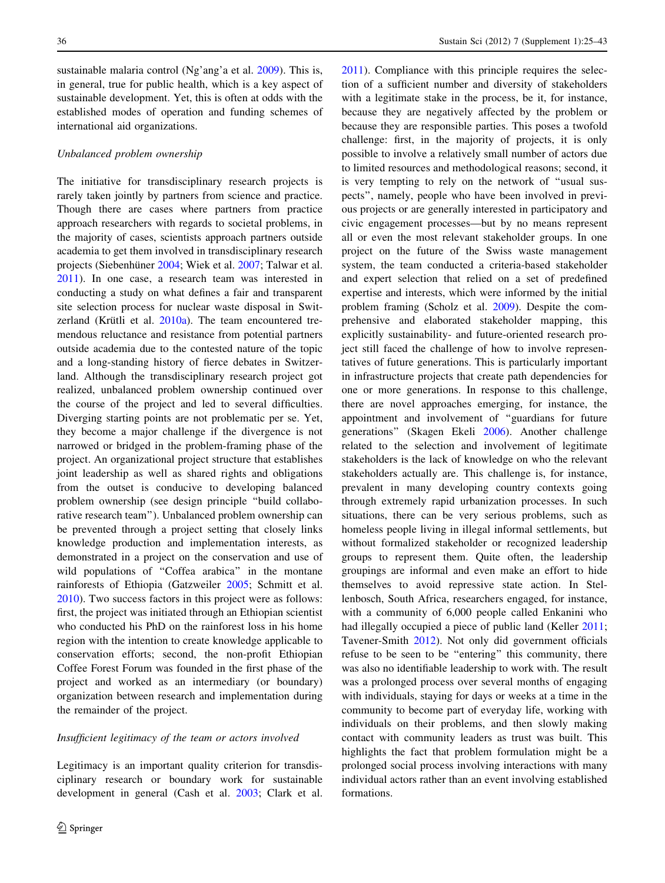sustainable malaria control (Ng'ang'a et al. 2009). This is, in general, true for public health, which is a key aspect of sustainable development. Yet, this is often at odds with the established modes of operation and funding schemes of international aid organizations.

*Unbalanced problem ownership*

The initiative for transdisciplinary research projects is rarely taken jointly by partners from science and practice. Though there are cases where partners from practice approach researchers with regards to societal problems, in the majority of cases, scientists approach partners outside academia to get them involved in transdisciplinary research projects (Siebenhüner 2004; Wiek et al. 2007; Talwar et al. 2011). In one case, a research team was interested in conducting a study on what defines a fair and transparent site selection process for nuclear waste disposal in Switzerland (Krütli et al. 2010a). The team encountered tremendous reluctance and resistance from potential partners outside academia due to the contested nature of the topic and a long-standing history of fierce debates in Switzerland. Although the transdisciplinary research project got realized, unbalanced problem ownership continued over the course of the project and led to several difficulties. Diverging starting points are not problematic per se. Yet, they become a major challenge if the divergence is not narrowed or bridged in the problem-framing phase of the project. An organizational project structure that establishes joint leadership as well as shared rights and obligations from the outset is conducive to developing balanced problem ownership (see design principle "build collaborative research team"). Unbalanced problem ownership can be prevented through a project setting that closely links knowledge production and implementation interests, as demonstrated in a project on the conservation and use of wild populations of "Coffea arabica" in the montane rainforests of Ethiopia (Gatzweiler 2005; Schmitt et al. 2010). Two success factors in this project were as follows: first, the project was initiated through an Ethiopian scientist who conducted his PhD on the rainforest loss in his home region with the intention to create knowledge applicable to conservation efforts; second, the non-profit Ethiopian Coffee Forest Forum was founded in the first phase of the project and worked as an intermediary (or boundary) organization between research and implementation during the remainder of the project.

*Insufficient legitimacy of the team or actors involved*

Legitimacy is an important quality criterion for transdisciplinary research or boundary work for sustainable development in general (Cash et al. 2003; Clark et al. 2011). Compliance with this principle requires the selection of a sufficient number and diversity of stakeholders with a legitimate stake in the process, be it, for instance, because they are negatively affected by the problem or because they are responsible parties. This poses a twofold challenge: first, in the majority of projects, it is only possible to involve a relatively small number of actors due to limited resources and methodological reasons; second, it is very tempting to rely on the network of "usual suspects", namely, people who have been involved in previous projects or are generally interested in participatory and civic engagement processes—but by no means represent all or even the most relevant stakeholder groups. In one project on the future of the Swiss waste management system, the team conducted a criteria-based stakeholder and expert selection that relied on a set of predefined expertise and interests, which were informed by the initial problem framing (Scholz et al. 2009). Despite the comprehensive and elaborated stakeholder mapping, this explicitly sustainability- and future-oriented research project still faced the challenge of how to involve representatives of future generations. This is particularly important in infrastructure projects that create path dependencies for one or more generations. In response to this challenge, there are novel approaches emerging, for instance, the appointment and involvement of "guardians for future generations" (Skagen Ekeli 2006). Another challenge related to the selection and involvement of legitimate stakeholders is the lack of knowledge on who the relevant stakeholders actually are. This challenge is, for instance, prevalent in many developing country contexts going through extremely rapid urbanization processes. In such situations, there can be very serious problems, such as homeless people living in illegal informal settlements, but without formalized stakeholder or recognized leadership groups to represent them. Quite often, the leadership groupings are informal and even make an effort to hide themselves to avoid repressive state action. In Stellenbosch, South Africa, researchers engaged, for instance, with a community of 6,000 people called Enkanini who had illegally occupied a piece of public land (Keller 2011; Tavener-Smith 2012). Not only did government officials refuse to be seen to be "entering" this community, there was also no identifiable leadership to work with. The result was a prolonged process over several months of engaging with individuals, staying for days or weeks at a time in the community to become part of everyday life, working with individuals on their problems, and then slowly making contact with community leaders as trust was built. This highlights the fact that problem formulation might be a prolonged social process involving interactions with many individual actors rather than an event involving established formations.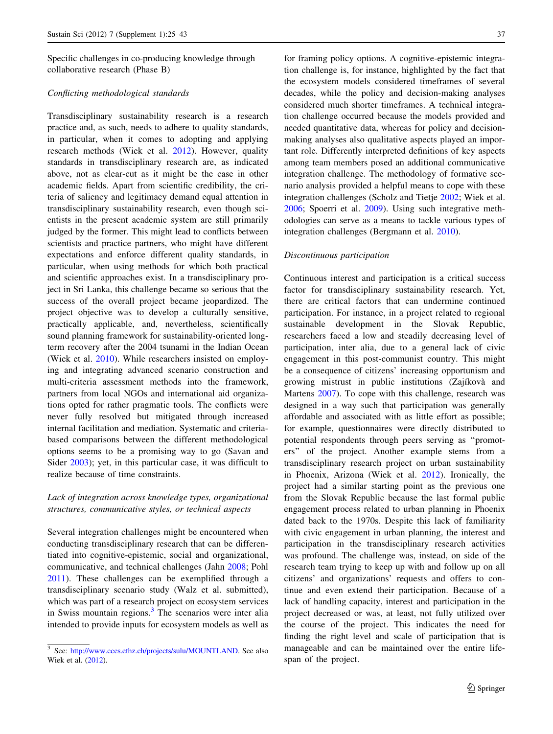Specific challenges in co-producing knowledge through collaborative research (Phase B)

*Conflicting methodological standards*

Transdisciplinary sustainability research is a research practice and, as such, needs to adhere to quality standards, in particular, when it comes to adopting and applying research methods (Wiek et al. 2012). However, quality standards in transdisciplinary research are, as indicated above, not as clear-cut as it might be the case in other academic fields. Apart from scientific credibility, the criteria of saliency and legitimacy demand equal attention in transdisciplinary sustainability research, even though scientists in the present academic system are still primarily judged by the former. This might lead to conflicts between scientists and practice partners, who might have different expectations and enforce different quality standards, in particular, when using methods for which both practical and scientific approaches exist. In a transdisciplinary project in Sri Lanka, this challenge became so serious that the success of the overall project became jeopardized. The project objective was to develop a culturally sensitive, practically applicable, and, nevertheless, scientifically sound planning framework for sustainability-oriented long-term recovery after the 2004 tsunami in the Indian Ocean (Wiek et al. 2010). While researchers insisted on employing and integrating advanced scenario construction and multi-criteria assessment methods into the framework, partners from local NGOs and international aid organizations opted for rather pragmatic tools. The conflicts were never fully resolved but mitigated through increased internal facilitation and mediation. Systematic and criteria-based comparisons between the different methodological options seems to be a promising way to go (Savan and Sider 2003); yet, in this particular case, it was difficult to realize because of time constraints.

*Lack of integration across knowledge types, organizational structures, communicative styles, or technical aspects*

Several integration challenges might be encountered when conducting transdisciplinary research that can be differentiated into cognitive-epistemic, social and organizational, communicative, and technical challenges (Jahn 2008; Pohl 2011). These challenges can be exemplified through a transdisciplinary scenario study (Walz et al. submitted), which was part of a research project on ecosystem services in Swiss mountain regions.[3] The scenarios were inter alia intended to provide inputs for ecosystem models as well as for framing policy options. A cognitive-epistemic integration challenge is, for instance, highlighted by the fact that the ecosystem models considered timeframes of several decades, while the policy and decision-making analyses considered much shorter timeframes. A technical integration challenge occurred because the models provided and needed quantitative data, whereas for policy and decision-making analyses also qualitative aspects played an important role. Differently interpreted definitions of key aspects among team members posed an additional communicative integration challenge. The methodology of formative scenario analysis provided a helpful means to cope with these integration challenges (Scholz and Tietje 2002; Wiek et al. 2006; Spoerri et al. 2009). Using such integrative methodologies can serve as a means to tackle various types of integration challenges (Bergmann et al. 2010).

*Discontinuous participation*

Continuous interest and participation is a critical success factor for transdisciplinary sustainability research. Yet, there are critical factors that can undermine continued participation. For instance, in a project related to regional sustainable development in the Slovak Republic, researchers faced a low and steadily decreasing level of participation, inter alia, due to a general lack of civic engagement in this post-communist country. This might be a consequence of citizens' increasing opportunism and growing mistrust in public institutions (Zajíkovà and Martens 2007). To cope with this challenge, research was designed in a way such that participation was generally affordable and associated with as little effort as possible; for example, questionnaires were directly distributed to potential respondents through peers serving as "promoters" of the project. Another example stems from a transdisciplinary research project on urban sustainability in Phoenix, Arizona (Wiek et al. 2012). Ironically, the project had a similar starting point as the previous one from the Slovak Republic because the last formal public engagement process related to urban planning in Phoenix dated back to the 1970s. Despite this lack of familiarity with civic engagement in urban planning, the interest and participation in the transdisciplinary research activities was profound. The challenge was, instead, on side of the research team trying to keep up with and follow up on all citizens' and organizations' requests and offers to continue and even extend their participation. Because of a lack of handling capacity, interest and participation in the project decreased or was, at least, not fully utilized over the course of the project. This indicates the need for finding the right level and scale of participation that is manageable and can be maintained over the entire lifespan of the project.

[3] See: http://www.cces.ethz.ch/projects/sulu/MOUNTLAND. See also Wiek et al. (2012).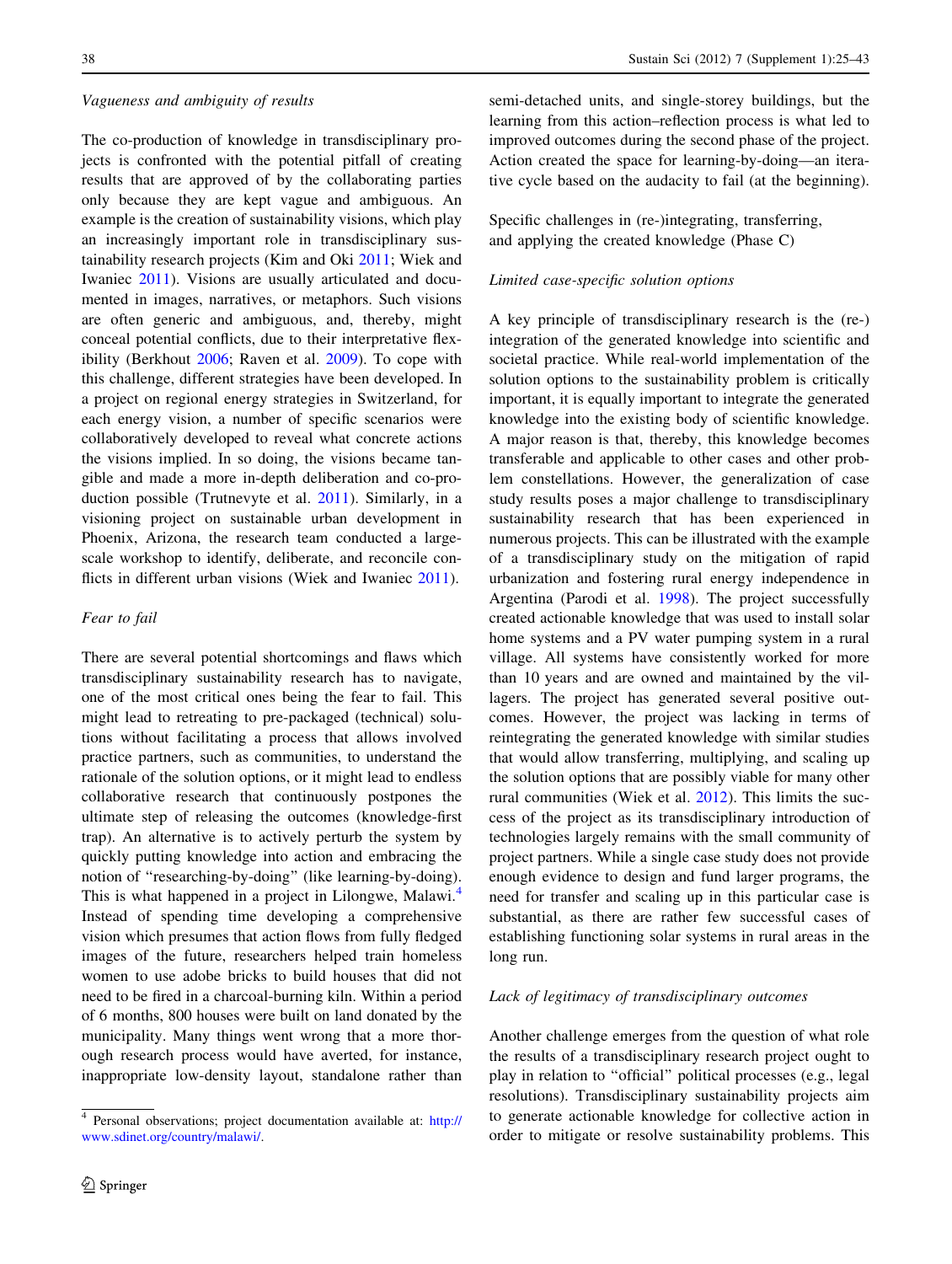*Vagueness and ambiguity of results*

The co-production of knowledge in transdisciplinary projects is confronted with the potential pitfall of creating results that are approved of by the collaborating parties only because they are kept vague and ambiguous. An example is the creation of sustainability visions, which play an increasingly important role in transdisciplinary sustainability research projects (Kim and Oki 2011; Wiek and Iwaniec 2011). Visions are usually articulated and documented in images, narratives, or metaphors. Such visions are often generic and ambiguous, and, thereby, might conceal potential conflicts, due to their interpretative flexibility (Berkhout 2006; Raven et al. 2009). To cope with this challenge, different strategies have been developed. In a project on regional energy strategies in Switzerland, for each energy vision, a number of specific scenarios were collaboratively developed to reveal what concrete actions the visions implied. In so doing, the visions became tangible and made a more in-depth deliberation and co-production possible (Trutnevyte et al. 2011). Similarly, in a visioning project on sustainable urban development in Phoenix, Arizona, the research team conducted a large-scale workshop to identify, deliberate, and reconcile conflicts in different urban visions (Wiek and Iwaniec 2011).

*Fear to fail*

There are several potential shortcomings and flaws which transdisciplinary sustainability research has to navigate, one of the most critical ones being the fear to fail. This might lead to retreating to pre-packaged (technical) solutions without facilitating a process that allows involved practice partners, such as communities, to understand the rationale of the solution options, or it might lead to endless collaborative research that continuously postpones the ultimate step of releasing the outcomes (knowledge-first trap). An alternative is to actively perturb the system by quickly putting knowledge into action and embracing the notion of "researching-by-doing" (like learning-by-doing). This is what happened in a project in Lilongwe, Malawi.[4] Instead of spending time developing a comprehensive vision which presumes that action flows from fully fledged images of the future, researchers helped train homeless women to use adobe bricks to build houses that did not need to be fired in a charcoal-burning kiln. Within a period of 6 months, 800 houses were built on land donated by the municipality. Many things went wrong that a more thorough research process would have averted, for instance, inappropriate low-density layout, standalone rather than semi-detached units, and single-storey buildings, but the learning from this action–reflection process is what led to improved outcomes during the second phase of the project. Action created the space for learning-by-doing—an iterative cycle based on the audacity to fail (at the beginning).

[4] Personal observations; project documentation available at: http://www.sdinet.org/country/malawi/.

Specific challenges in (re-)integrating, transferring, and applying the created knowledge (Phase C)

*Limited case-specific solution options*

A key principle of transdisciplinary research is the (re-) integration of the generated knowledge into scientific and societal practice. While real-world implementation of the solution options to the sustainability problem is critically important, it is equally important to integrate the generated knowledge into the existing body of scientific knowledge. A major reason is that, thereby, this knowledge becomes transferable and applicable to other cases and other problem constellations. However, the generalization of case study results poses a major challenge to transdisciplinary sustainability research that has been experienced in numerous projects. This can be illustrated with the example of a transdisciplinary study on the mitigation of rapid urbanization and fostering rural energy independence in Argentina (Parodi et al. 1998). The project successfully created actionable knowledge that was used to install solar home systems and a PV water pumping system in a rural village. All systems have consistently worked for more than 10 years and are owned and maintained by the villagers. The project has generated several positive outcomes. However, the project was lacking in terms of reintegrating the generated knowledge with similar studies that would allow transferring, multiplying, and scaling up the solution options that are possibly viable for many other rural communities (Wiek et al. 2012). This limits the success of the project as its transdisciplinary introduction of technologies largely remains with the small community of project partners. While a single case study does not provide enough evidence to design and fund larger programs, the need for transfer and scaling up in this particular case is substantial, as there are rather few successful cases of establishing functioning solar systems in rural areas in the long run.

*Lack of legitimacy of transdisciplinary outcomes*

Another challenge emerges from the question of what role the results of a transdisciplinary research project ought to play in relation to "official" political processes (e.g., legal resolutions). Transdisciplinary sustainability projects aim to generate actionable knowledge for collective action in order to mitigate or resolve sustainability problems. This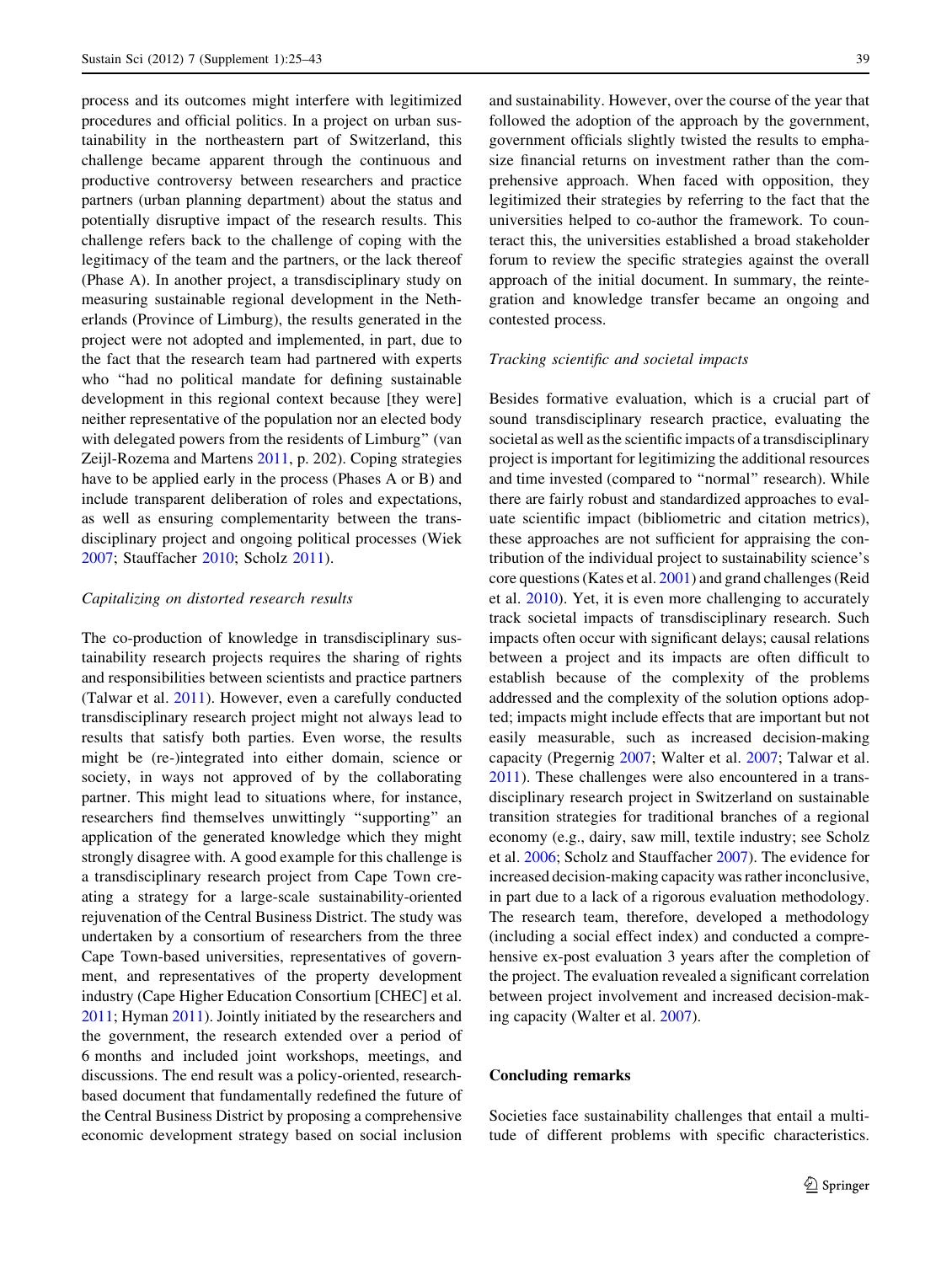process and its outcomes might interfere with legitimized procedures and official politics. In a project on urban sustainability in the northeastern part of Switzerland, this challenge became apparent through the continuous and productive controversy between researchers and practice partners (urban planning department) about the status and potentially disruptive impact of the research results. This challenge refers back to the challenge of coping with the legitimacy of the team and the partners, or the lack thereof (Phase A). In another project, a transdisciplinary study on measuring sustainable regional development in the Netherlands (Province of Limburg), the results generated in the project were not adopted and implemented, in part, due to the fact that the research team had partnered with experts who "had no political mandate for defining sustainable development in this regional context because [they were] neither representative of the population nor an elected body with delegated powers from the residents of Limburg" (van Zeijl-Rozema and Martens 2011, p. 202). Coping strategies have to be applied early in the process (Phases A or B) and include transparent deliberation of roles and expectations, as well as ensuring complementarity between the transdisciplinary project and ongoing political processes (Wiek 2007; Stauffacher 2010; Scholz 2011).

*Capitalizing on distorted research results*

The co-production of knowledge in transdisciplinary sustainability research projects requires the sharing of rights and responsibilities between scientists and practice partners (Talwar et al. 2011). However, even a carefully conducted transdisciplinary research project might not always lead to results that satisfy both parties. Even worse, the results might be (re-)integrated into either domain, science or society, in ways not approved of by the collaborating partner. This might lead to situations where, for instance, researchers find themselves unwittingly "supporting" an application of the generated knowledge which they might strongly disagree with. A good example for this challenge is a transdisciplinary research project from Cape Town creating a strategy for a large-scale sustainability-oriented rejuvenation of the Central Business District. The study was undertaken by a consortium of researchers from the three Cape Town-based universities, representatives of government, and representatives of the property development industry (Cape Higher Education Consortium [CHEC] et al. 2011; Hyman 2011). Jointly initiated by the researchers and the government, the research extended over a period of 6 months and included joint workshops, meetings, and discussions. The end result was a policy-oriented, research-based document that fundamentally redefined the future of the Central Business District by proposing a comprehensive economic development strategy based on social inclusion and sustainability. However, over the course of the year that followed the adoption of the approach by the government, government officials slightly twisted the results to emphasize financial returns on investment rather than the comprehensive approach. When faced with opposition, they legitimized their strategies by referring to the fact that the universities helped to co-author the framework. To counteract this, the universities established a broad stakeholder forum to review the specific strategies against the overall approach of the initial document. In summary, the reintegration and knowledge transfer became an ongoing and contested process.

*Tracking scientific and societal impacts*

Besides formative evaluation, which is a crucial part of sound transdisciplinary research practice, evaluating the societal as well as the scientific impacts of a transdisciplinary project is important for legitimizing the additional resources and time invested (compared to "normal" research). While there are fairly robust and standardized approaches to evaluate scientific impact (bibliometric and citation metrics), these approaches are not sufficient for appraising the contribution of the individual project to sustainability science's core questions (Kates et al. 2001) and grand challenges (Reid et al. 2010). Yet, it is even more challenging to accurately track societal impacts of transdisciplinary research. Such impacts often occur with significant delays; causal relations between a project and its impacts are often difficult to establish because of the complexity of the problems addressed and the complexity of the solution options adopted; impacts might include effects that are important but not easily measurable, such as increased decision-making capacity (Pregernig 2007; Walter et al. 2007; Talwar et al. 2011). These challenges were also encountered in a transdisciplinary research project in Switzerland on sustainable transition strategies for traditional branches of a regional economy (e.g., dairy, saw mill, textile industry; see Scholz et al. 2006; Scholz and Stauffacher 2007). The evidence for increased decision-making capacity was rather inconclusive, in part due to a lack of a rigorous evaluation methodology. The research team, therefore, developed a methodology (including a social effect index) and conducted a comprehensive ex-post evaluation 3 years after the completion of the project. The evaluation revealed a significant correlation between project involvement and increased decision-making capacity (Walter et al. 2007).

## Concluding remarks

Societies face sustainability challenges that entail a multitude of different problems with specific characteristics.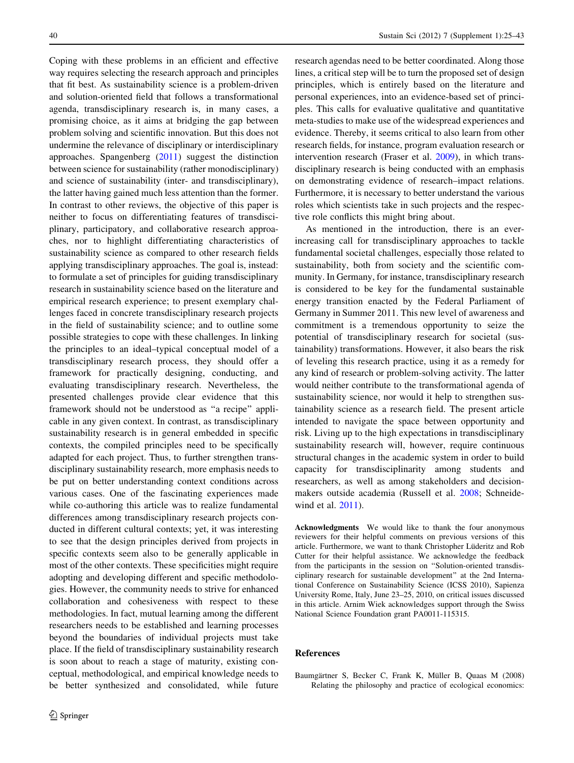Coping with these problems in an efficient and effective way requires selecting the research approach and principles that fit best. As sustainability science is a problem-driven and solution-oriented field that follows a transformational agenda, transdisciplinary research is, in many cases, a promising choice, as it aims at bridging the gap between problem solving and scientific innovation. But this does not undermine the relevance of disciplinary or interdisciplinary approaches. Spangenberg (2011) suggest the distinction between science for sustainability (rather monodisciplinary) and science of sustainability (inter- and transdisciplinary), the latter having gained much less attention than the former. In contrast to other reviews, the objective of this paper is neither to focus on differentiating features of transdisciplinary, participatory, and collaborative research approaches, nor to highlight differentiating characteristics of sustainability science as compared to other research fields applying transdisciplinary approaches. The goal is, instead: to formulate a set of principles for guiding transdisciplinary research in sustainability science based on the literature and empirical research experience; to present exemplary challenges faced in concrete transdisciplinary research projects in the field of sustainability science; and to outline some possible strategies to cope with these challenges. In linking the principles to an ideal–typical conceptual model of a transdisciplinary research process, they should offer a framework for practically designing, conducting, and evaluating transdisciplinary research. Nevertheless, the presented challenges provide clear evidence that this framework should not be understood as "a recipe" applicable in any given context. In contrast, as transdisciplinary sustainability research is in general embedded in specific contexts, the compiled principles need to be specifically adapted for each project. Thus, to further strengthen transdisciplinary sustainability research, more emphasis needs to be put on better understanding context conditions across various cases. One of the fascinating experiences made while co-authoring this article was to realize fundamental differences among transdisciplinary research projects conducted in different cultural contexts; yet, it was interesting to see that the design principles derived from projects in specific contexts seem also to be generally applicable in most of the other contexts. These specificities might require adopting and developing different and specific methodologies. However, the community needs to strive for enhanced collaboration and cohesiveness with respect to these methodologies. In fact, mutual learning among the different researchers needs to be established and learning processes beyond the boundaries of individual projects must take place. If the field of transdisciplinary sustainability research is soon about to reach a stage of maturity, existing conceptual, methodological, and empirical knowledge needs to be better synthesized and consolidated, while future research agendas need to be better coordinated. Along those lines, a critical step will be to turn the proposed set of design principles, which is entirely based on the literature and personal experiences, into an evidence-based set of principles. This calls for evaluative qualitative and quantitative meta-studies to make use of the widespread experiences and evidence. Thereby, it seems critical to also learn from other research fields, for instance, program evaluation research or intervention research (Fraser et al. 2009), in which transdisciplinary research is being conducted with an emphasis on demonstrating evidence of research–impact relations. Furthermore, it is necessary to better understand the various roles which scientists take in such projects and the respective role conflicts this might bring about.

As mentioned in the introduction, there is an ever-increasing call for transdisciplinary approaches to tackle fundamental societal challenges, especially those related to sustainability, both from society and the scientific community. In Germany, for instance, transdisciplinary research is considered to be key for the fundamental sustainable energy transition enacted by the Federal Parliament of Germany in Summer 2011. This new level of awareness and commitment is a tremendous opportunity to seize the potential of transdisciplinary research for societal (sustainability) transformations. However, it also bears the risk of leveling this research practice, using it as a remedy for any kind of research or problem-solving activity. The latter would neither contribute to the transformational agenda of sustainability science, nor would it help to strengthen sustainability science as a research field. The present article intended to navigate the space between opportunity and risk. Living up to the high expectations in transdisciplinary sustainability research will, however, require continuous structural changes in the academic system in order to build capacity for transdisciplinarity among students and researchers, as well as among stakeholders and decision-makers outside academia (Russell et al. 2008; Schneidewind et al. 2011).

**Acknowledgments** We would like to thank the four anonymous reviewers for their helpful comments on previous versions of this article. Furthermore, we want to thank Christopher Lüderitz and Rob Cutter for their helpful assistance. We acknowledge the feedback from the participants in the session on "Solution-oriented transdisciplinary research for sustainable development" at the 2nd International Conference on Sustainability Science (ICSS 2010), Sapienza University Rome, Italy, June 23–25, 2010, on critical issues discussed in this article. Arnim Wiek acknowledges support through the Swiss National Science Foundation grant PA0011-115315.

## References

Baumgärtner S, Becker C, Frank K, Müller B, Quaas M (2008) Relating the philosophy and practice of ecological economics: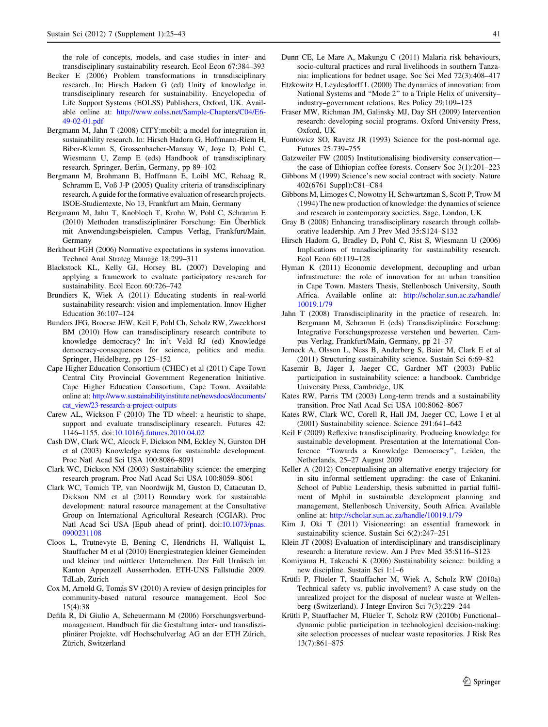the role of concepts, models, and case studies in inter- and transdisciplinary sustainability research. Ecol Econ 67:384–393

Becker E (2006) Problem transformations in transdisciplinary research. In: Hirsch Hadorn G (ed) Unity of knowledge in transdisciplinary research for sustainability. Encyclopedia of Life Support Systems (EOLSS) Publishers, Oxford, UK. Available online at: http://www.eolss.net/Sample-Chapters/C04/E6-49-02-01.pdf

Bergmann M, Jahn T (2008) CITY:mobil: a model for integration in sustainability research. In: Hirsch Hadorn G, Hoffmann-Riem H, Biber-Klemm S, Grossenbacher-Mansuy W, Joye D, Pohl C, Wiesmann U, Zemp E (eds) Handbook of transdisciplinary research. Springer, Berlin, Germany, pp 89–102

Bergmann M, Brohmann B, Hoffmann E, Loibl MC, Rehaag R, Schramm E, Voß J-P (2005) Quality criteria of transdisciplinary research. A guide for the formative evaluation of research projects. ISOE-Studientexte, No 13, Frankfurt am Main, Germany

Bergmann M, Jahn T, Knobloch T, Krohn W, Pohl C, Schramm E (2010) Methoden transdisziplinärer Forschung: Ein Überblick mit Anwendungsbeispielen. Campus Verlag, Frankfurt/Main, Germany

Berkhout FGH (2006) Normative expectations in systems innovation. Technol Anal Strateg Manage 18:299–311

Blackstock KL, Kelly GJ, Horsey BL (2007) Developing and applying a framework to evaluate participatory research for sustainability. Ecol Econ 60:726–742

Brundiers K, Wiek A (2011) Educating students in real-world sustainability research: vision and implementation. Innov Higher Education 36:107–124

Bunders JFG, Broerse JEW, Keil F, Pohl Ch, Scholz RW, Zweekhorst BM (2010) How can transdisciplinary research contribute to knowledge democracy? In: in't Veld RJ (ed) Knowledge democracy-consequences for science, politics and media. Springer, Heidelberg, pp 125–152

Cape Higher Education Consortium (CHEC) et al (2011) Cape Town Central City Provincial Government Regeneration Initiative. Cape Higher Education Consortium, Cape Town. Available online at: http://www.sustainabilityinstitute.net/newsdocs/documents/cat_view/23-research-a-project-outputs

Carew AL, Wickson F (2010) The TD wheel: a heuristic to shape, support and evaluate transdisciplinary research. Futures 42: 1146–1155. doi:10.1016/j.futures.2010.04.02

Cash DW, Clark WC, Alcock F, Dickson NM, Eckley N, Gurston DH et al (2003) Knowledge systems for sustainable development. Proc Natl Acad Sci USA 100:8086–8091

Clark WC, Dickson NM (2003) Sustainability science: the emerging research program. Proc Natl Acad Sci USA 100:8059–8061

Clark WC, Tomich TP, van Noordwijk M, Guston D, Catacutan D, Dickson NM et al (2011) Boundary work for sustainable development: natural resource management at the Consultative Group on International Agricultural Research (CGIAR). Proc Natl Acad Sci USA [Epub ahead of print]. doi:10.1073/pnas.0900231108

Cloos L, Trutnevyte E, Bening C, Hendrichs H, Wallquist L, Stauffacher M et al (2010) Energiestrategien kleiner Gemeinden und kleiner und mittlerer Unternehmen. Der Fall Urnäsch im Kanton Appenzell Ausserrhoden. ETH-UNS Fallstudie 2009. TdLab, Zürich

Cox M, Arnold G, Tomás SV (2010) A review of design principles for community-based natural resource management. Ecol Soc 15(4):38

Defila R, Di Giulio A, Scheuermann M (2006) Forschungsverbund-management. Handbuch für die Gestaltung inter- und transdisziplinärer Projekte. vdf Hochschulverlag AG an der ETH Zürich, Zürich, Switzerland

Dunn CE, Le Mare A, Makungu C (2011) Malaria risk behaviours, socio-cultural practices and rural livelihoods in southern Tanzania: implications for bednet usage. Soc Sci Med 72(3):408–417

Etzkowitz H, Leydesdorff L (2000) The dynamics of innovation: from National Systems and "Mode 2" to a Triple Helix of university–industry–government relations. Res Policy 29:109–123

Fraser MW, Richman JM, Galinsky MJ, Day SH (2009) Intervention research: developing social programs. Oxford University Press, Oxford, UK

Funtowicz SO, Ravetz JR (1993) Science for the post-normal age. Futures 25:739–755

Gatzweiler FW (2005) Institutionalising biodiversity conservation—the case of Ethiopian coffee forests. Conserv Soc 3(1):201–223

Gibbons M (1999) Science's new social contract with society. Nature 402(6761 Suppl):C81–C84

Gibbons M, Limoges C, Nowotny H, Schwartzman S, Scott P, Trow M (1994) The new production of knowledge: the dynamics of science and research in contemporary societies. Sage, London, UK

Gray B (2008) Enhancing transdisciplinary research through collaborative leadership. Am J Prev Med 35:S124–S132

Hirsch Hadorn G, Bradley D, Pohl C, Rist S, Wiesmann U (2006) Implications of transdisciplinarity for sustainability research. Ecol Econ 60:119–128

Hyman K (2011) Economic development, decoupling and urban infrastructure: the role of innovation for an urban transition in Cape Town. Masters Thesis, Stellenbosch University, South Africa. Available online at: http://scholar.sun.ac.za/handle/10019.1/79

Jahn T (2008) Transdisciplinarity in the practice of research. In: Bergmann M, Schramm E (eds) Transdisziplinäre Forschung: Integrative Forschungsprozesse verstehen und bewerten. Campus Verlag, Frankfurt/Main, Germany, pp 21–37

Jerneck A, Olsson L, Ness B, Anderberg S, Baier M, Clark E et al (2011) Structuring sustainability science. Sustain Sci 6:69–82

Kasemir B, Jäger J, Jaeger CC, Gardner MT (2003) Public participation in sustainability science: a handbook. Cambridge University Press, Cambridge, UK

Kates RW, Parris TM (2003) Long-term trends and a sustainability transition. Proc Natl Acad Sci USA 100:8062–8067

Kates RW, Clark WC, Corell R, Hall JM, Jaeger CC, Lowe I et al (2001) Sustainability science. Science 291:641–642

Keil F (2009) Reflexive transdisciplinarity. Producing knowledge for sustainable development. Presentation at the International Conference "Towards a Knowledge Democracy", Leiden, the Netherlands, 25–27 August 2009

Keller A (2012) Conceptualising an alternative energy trajectory for in situ informal settlement upgrading: the case of Enkanini. School of Public Leadership, thesis submitted in partial fulfilment of Mphil in sustainable development planning and management, Stellenbosch University, South Africa. Available online at: http://scholar.sun.ac.za/handle/10019.1/79

Kim J, Oki T (2011) Visioneering: an essential framework in sustainability science. Sustain Sci 6(2):247–251

Klein JT (2008) Evaluation of interdisciplinary and transdisciplinary research: a literature review. Am J Prev Med 35:S116–S123

Komiyama H, Takeuchi K (2006) Sustainability science: building a new discipline. Sustain Sci 1:1–6

Krütli P, Flüeler T, Stauffacher M, Wiek A, Scholz RW (2010a) Technical safety vs. public involvement? A case study on the unrealized project for the disposal of nuclear waste at Wellenberg (Switzerland). J Integr Environ Sci 7(3):229–244

Krütli P, Stauffacher M, Flüeler T, Scholz RW (2010b) Functional–dynamic public participation in technological decision-making: site selection processes of nuclear waste repositories. J Risk Res 13(7):861–875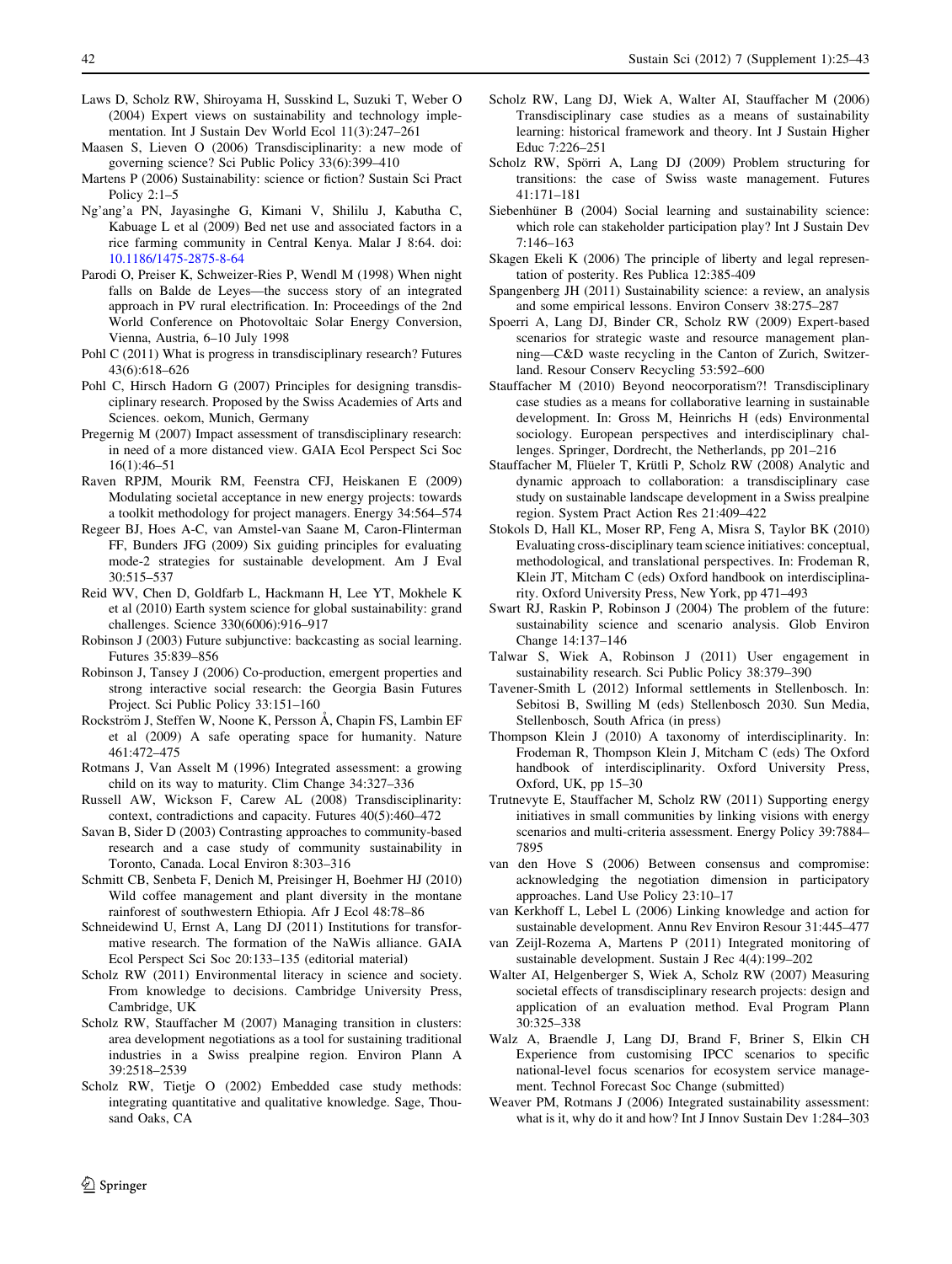Laws D, Scholz RW, Shiroyama H, Susskind L, Suzuki T, Weber O (2004) Expert views on sustainability and technology implementation. Int J Sustain Dev World Ecol 11(3):247–261

Maasen S, Lieven O (2006) Transdisciplinarity: a new mode of governing science? Sci Public Policy 33(6):399–410

Martens P (2006) Sustainability: science or fiction? Sustain Sci Pract Policy 2:1–5

Ng'ang'a PN, Jayasinghe G, Kimani V, Shililu J, Kabutha C, Kabuage L et al (2009) Bed net use and associated factors in a rice farming community in Central Kenya. Malar J 8:64. doi: 10.1186/1475-2875-8-64

Parodi O, Preiser K, Schweizer-Ries P, Wendl M (1998) When night falls on Balde de Leyes—the success story of an integrated approach in PV rural electrification. In: Proceedings of the 2nd World Conference on Photovoltaic Solar Energy Conversion, Vienna, Austria, 6–10 July 1998

Pohl C (2011) What is progress in transdisciplinary research? Futures 43(6):618–626

Pohl C, Hirsch Hadorn G (2007) Principles for designing transdisciplinary research. Proposed by the Swiss Academies of Arts and Sciences. oekom, Munich, Germany

Pregernig M (2007) Impact assessment of transdisciplinary research: in need of a more distanced view. GAIA Ecol Perspect Sci Soc 16(1):46–51

Raven RPJM, Mourik RM, Feenstra CFJ, Heiskanen E (2009) Modulating societal acceptance in new energy projects: towards a toolkit methodology for project managers. Energy 34:564–574

Regeer BJ, Hoes A-C, van Amstel-van Saane M, Caron-Flinterman FF, Bunders JFG (2009) Six guiding principles for evaluating mode-2 strategies for sustainable development. Am J Eval 30:515–537

Reid WV, Chen D, Goldfarb L, Hackmann H, Lee YT, Mokhele K et al (2010) Earth system science for global sustainability: grand challenges. Science 330(6006):916–917

Robinson J (2003) Future subjunctive: backcasting as social learning. Futures 35:839–856

Robinson J, Tansey J (2006) Co-production, emergent properties and strong interactive social research: the Georgia Basin Futures Project. Sci Public Policy 33:151–160

Rockström J, Steffen W, Noone K, Persson Å, Chapin FS, Lambin EF et al (2009) A safe operating space for humanity. Nature 461:472–475

Rotmans J, Van Asselt M (1996) Integrated assessment: a growing child on its way to maturity. Clim Change 34:327–336

Russell AW, Wickson F, Carew AL (2008) Transdisciplinarity: context, contradictions and capacity. Futures 40(5):460–472

Savan B, Sider D (2003) Contrasting approaches to community-based research and a case study of community sustainability in Toronto, Canada. Local Environ 8:303–316

Schmitt CB, Senbeta F, Denich M, Preisinger H, Boehmer HJ (2010) Wild coffee management and plant diversity in the montane rainforest of southwestern Ethiopia. Afr J Ecol 48:78–86

Schneidewind U, Ernst A, Lang DJ (2011) Institutions for transformative research. The formation of the NaWis alliance. GAIA Ecol Perspect Sci Soc 20:133–135 (editorial material)

Scholz RW (2011) Environmental literacy in science and society. From knowledge to decisions. Cambridge University Press, Cambridge, UK

Scholz RW, Stauffacher M (2007) Managing transition in clusters: area development negotiations as a tool for sustaining traditional industries in a Swiss prealpine region. Environ Plann A 39:2518–2539

Scholz RW, Tietje O (2002) Embedded case study methods: integrating quantitative and qualitative knowledge. Sage, Thousand Oaks, CA

Scholz RW, Lang DJ, Wiek A, Walter AI, Stauffacher M (2006) Transdisciplinary case studies as a means of sustainability learning: historical framework and theory. Int J Sustain Higher Educ 7:226–251

Scholz RW, Spörri A, Lang DJ (2009) Problem structuring for transitions: the case of Swiss waste management. Futures 41:171–181

Siebenhüner B (2004) Social learning and sustainability science: which role can stakeholder participation play? Int J Sustain Dev 7:146–163

Skagen Ekeli K (2006) The principle of liberty and legal representation of posterity. Res Publica 12:385-409

Spangenberg JH (2011) Sustainability science: a review, an analysis and some empirical lessons. Environ Conserv 38:275–287

Spoerri A, Lang DJ, Binder CR, Scholz RW (2009) Expert-based scenarios for strategic waste and resource management planning—C&D waste recycling in the Canton of Zurich, Switzerland. Resour Conserv Recycling 53:592–600

Stauffacher M (2010) Beyond neocorporatism?! Transdisciplinary case studies as a means for collaborative learning in sustainable development. In: Gross M, Heinrichs H (eds) Environmental sociology. European perspectives and interdisciplinary challenges. Springer, Dordrecht, the Netherlands, pp 201–216

Stauffacher M, Flüeler T, Krütli P, Scholz RW (2008) Analytic and dynamic approach to collaboration: a transdisciplinary case study on sustainable landscape development in a Swiss prealpine region. System Pract Action Res 21:409–422

Stokols D, Hall KL, Moser RP, Feng A, Misra S, Taylor BK (2010) Evaluating cross-disciplinary team science initiatives: conceptual, methodological, and translational perspectives. In: Frodeman R, Klein JT, Mitcham C (eds) Oxford handbook on interdisciplinarity. Oxford University Press, New York, pp 471–493

Swart RJ, Raskin P, Robinson J (2004) The problem of the future: sustainability science and scenario analysis. Glob Environ Change 14:137–146

Talwar S, Wiek A, Robinson J (2011) User engagement in sustainability research. Sci Public Policy 38:379–390

Tavener-Smith L (2012) Informal settlements in Stellenbosch. In: Sebitosi B, Swilling M (eds) Stellenbosch 2030. Sun Media, Stellenbosch, South Africa (in press)

Thompson Klein J (2010) A taxonomy of interdisciplinarity. In: Frodeman R, Thompson Klein J, Mitcham C (eds) The Oxford handbook of interdisciplinarity. Oxford University Press, Oxford, UK, pp 15–30

Trutnevyte E, Stauffacher M, Scholz RW (2011) Supporting energy initiatives in small communities by linking visions with energy scenarios and multi-criteria assessment. Energy Policy 39:7884–7895

van den Hove S (2006) Between consensus and compromise: acknowledging the negotiation dimension in participatory approaches. Land Use Policy 23:10–17

van Kerkhoff L, Lebel L (2006) Linking knowledge and action for sustainable development. Annu Rev Environ Resour 31:445–477

van Zeijl-Rozema A, Martens P (2011) Integrated monitoring of sustainable development. Sustain J Rec 4(4):199–202

Walter AI, Helgenberger S, Wiek A, Scholz RW (2007) Measuring societal effects of transdisciplinary research projects: design and application of an evaluation method. Eval Program Plann 30:325–338

Walz A, Braendle J, Lang DJ, Brand F, Briner S, Elkin CH Experience from customising IPCC scenarios to specific national-level focus scenarios for ecosystem service management. Technol Forecast Soc Change (submitted)

Weaver PM, Rotmans J (2006) Integrated sustainability assessment: what is it, why do it and how? Int J Innov Sustain Dev 1:284–303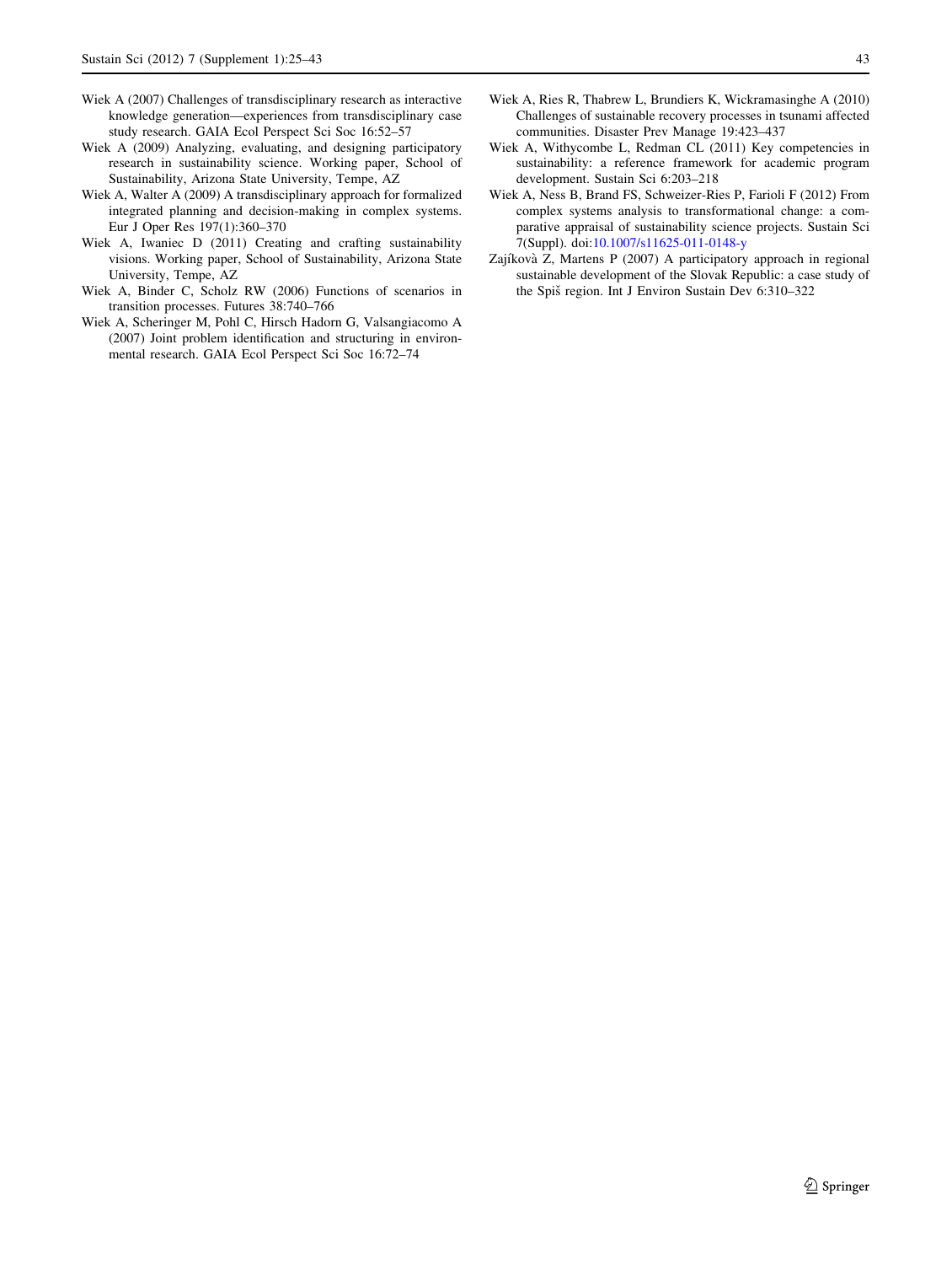Wiek A (2007) Challenges of transdisciplinary research as interactive knowledge generation—experiences from transdisciplinary case study research. GAIA Ecol Perspect Sci Soc 16:52–57

Wiek A (2009) Analyzing, evaluating, and designing participatory research in sustainability science. Working paper, School of Sustainability, Arizona State University, Tempe, AZ

Wiek A, Walter A (2009) A transdisciplinary approach for formalized integrated planning and decision-making in complex systems. Eur J Oper Res 197(1):360–370

Wiek A, Iwaniec D (2011) Creating and crafting sustainability visions. Working paper, School of Sustainability, Arizona State University, Tempe, AZ

Wiek A, Binder C, Scholz RW (2006) Functions of scenarios in transition processes. Futures 38:740–766

Wiek A, Scheringer M, Pohl C, Hirsch Hadorn G, Valsangiacomo A (2007) Joint problem identification and structuring in environmental research. GAIA Ecol Perspect Sci Soc 16:72–74

Wiek A, Ries R, Thabrew L, Brundiers K, Wickramasinghe A (2010) Challenges of sustainable recovery processes in tsunami affected communities. Disaster Prev Manage 19:423–437

Wiek A, Withycombe L, Redman CL (2011) Key competencies in sustainability: a reference framework for academic program development. Sustain Sci 6:203–218

Wiek A, Ness B, Brand FS, Schweizer-Ries P, Farioli F (2012) From complex systems analysis to transformational change: a comparative appraisal of sustainability science projects. Sustain Sci 7(Suppl). doi:10.1007/s11625-011-0148-y

Zajíkovà Z, Martens P (2007) A participatory approach in regional sustainable development of the Slovak Republic: a case study of the Spiš region. Int J Environ Sustain Dev 6:310–322